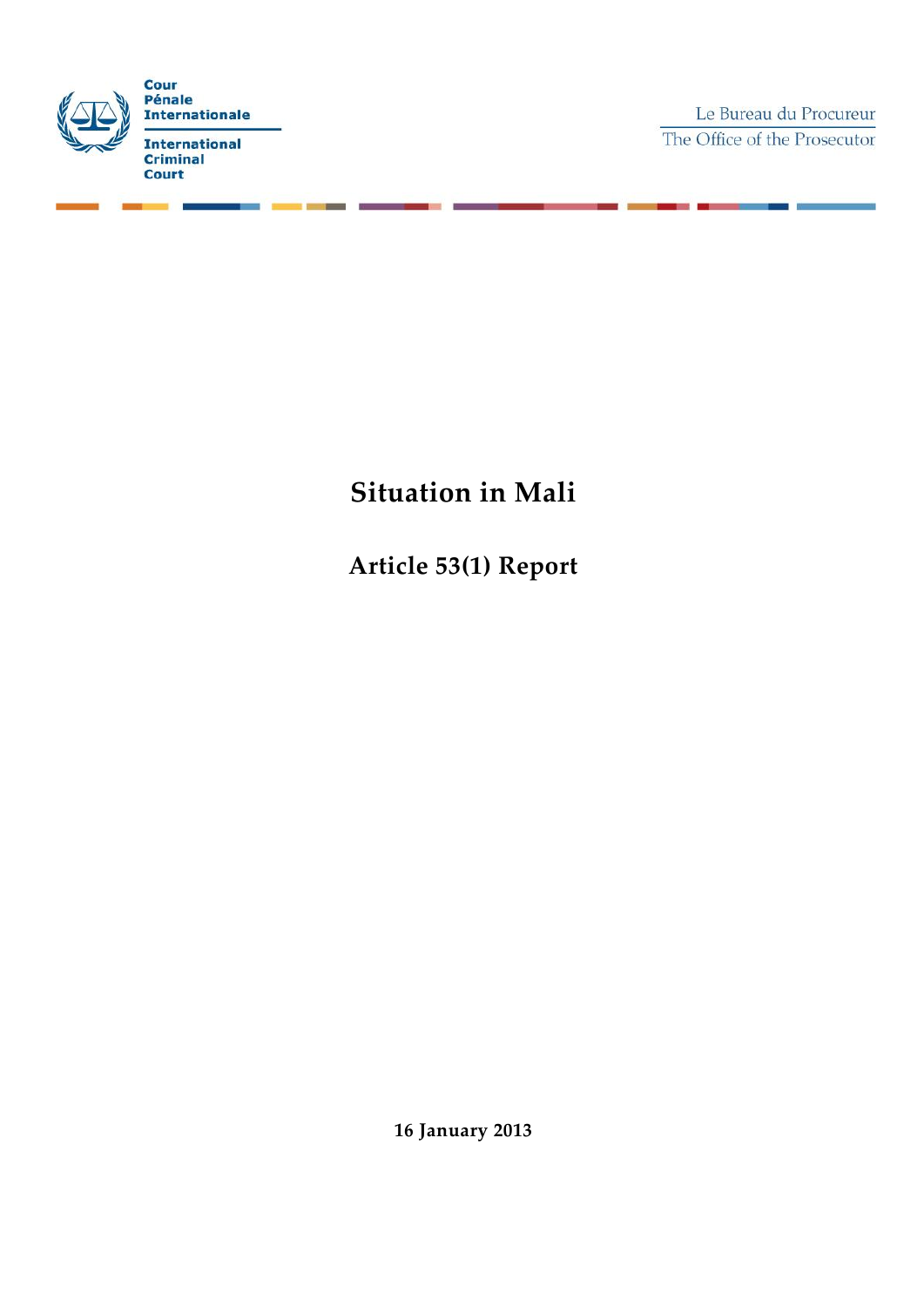Cour
Pénale
Internationale

International
Criminal
Court

Le Bureau du Procureur
The Office of the Prosecutor

# Situation in Mali

## Article 53(1) Report

**16 January 2013**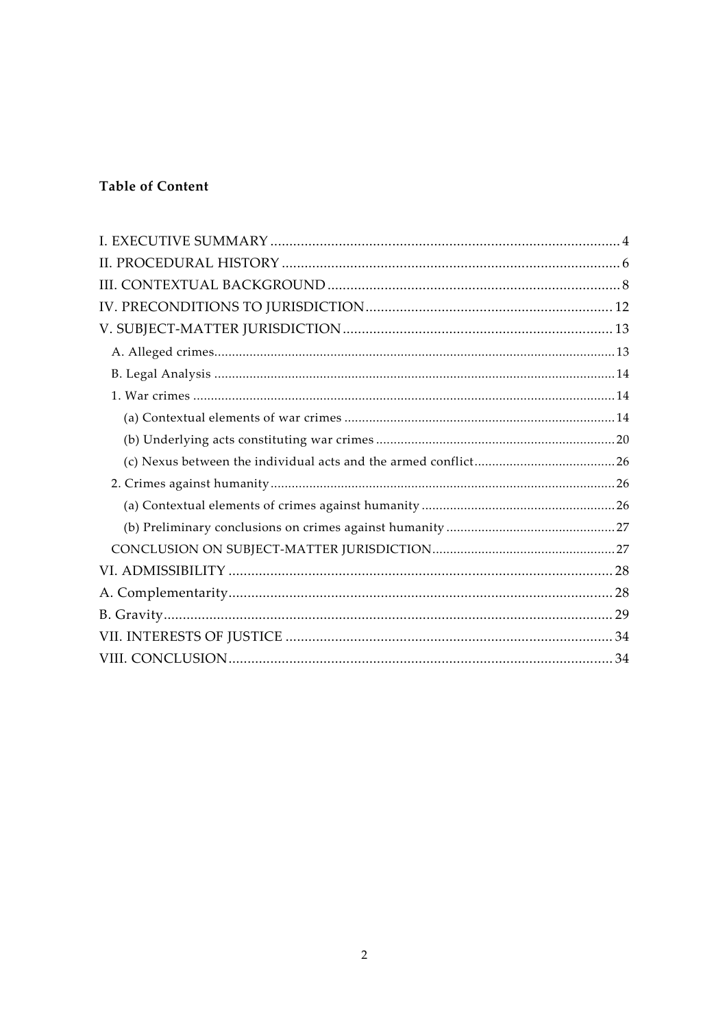**Table of Content**

- I. EXECUTIVE SUMMARY ..... 4
- II. PROCEDURAL HISTORY ..... 6
- III. CONTEXTUAL BACKGROUND ..... 8
- IV. PRECONDITIONS TO JURISDICTION ..... 12
- V. SUBJECT-MATTER JURISDICTION ..... 13
  - A. Alleged crimes ..... 13
  - B. Legal Analysis ..... 14
  - 1. War crimes ..... 14
    - (a) Contextual elements of war crimes ..... 14
    - (b) Underlying acts constituting war crimes ..... 20
    - (c) Nexus between the individual acts and the armed conflict ..... 26
  - 2. Crimes against humanity ..... 26
    - (a) Contextual elements of crimes against humanity ..... 26
    - (b) Preliminary conclusions on crimes against humanity ..... 27
  - CONCLUSION ON SUBJECT-MATTER JURISDICTION ..... 27
- VI. ADMISSIBILITY ..... 28
- A. Complementarity ..... 28
- B. Gravity ..... 29
- VII. INTERESTS OF JUSTICE ..... 34
- VIII. CONCLUSION ..... 34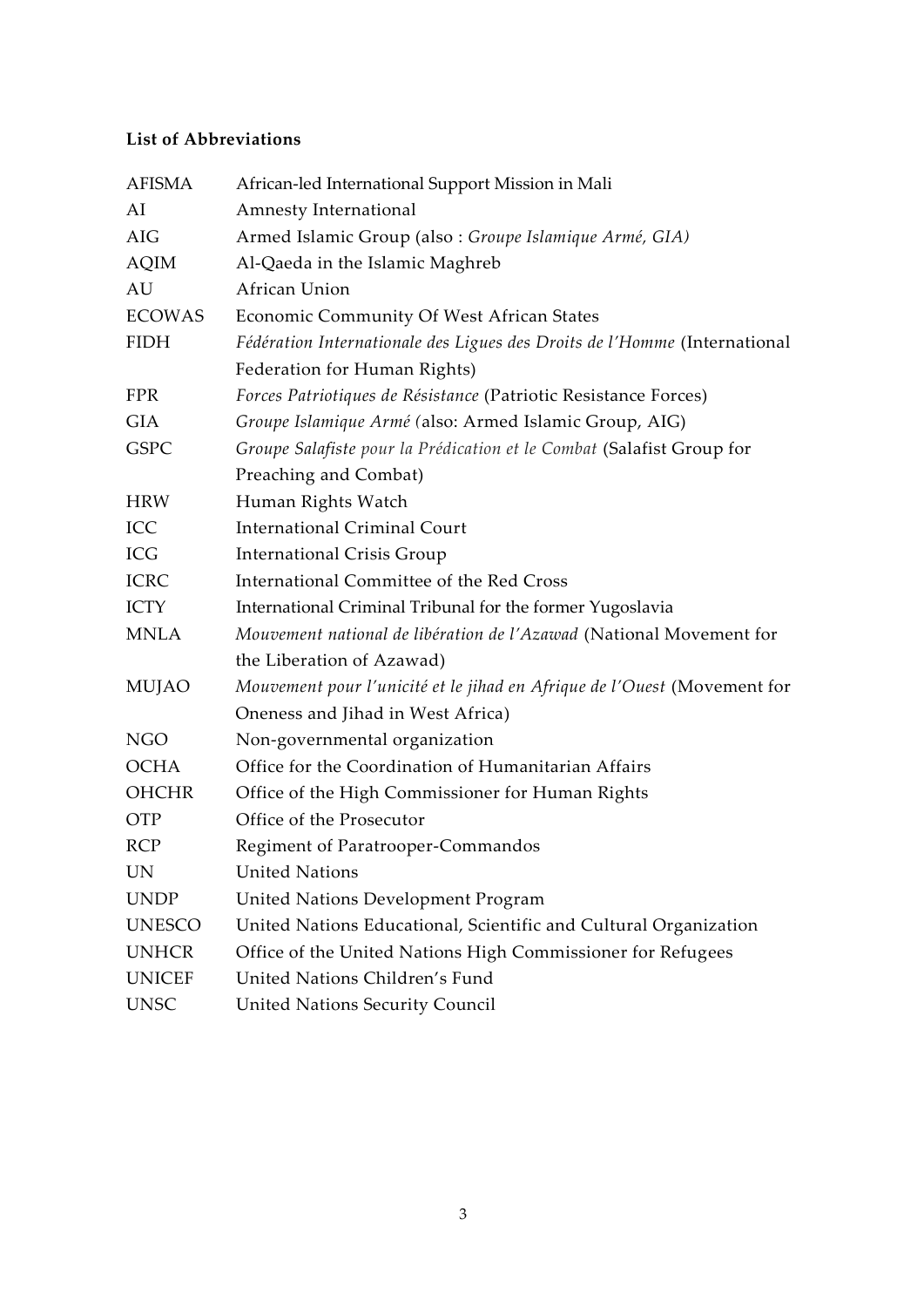**List of Abbreviations**

| | |
|---|---|
| AFISMA | African-led International Support Mission in Mali |
| AI | Amnesty International |
| AIG | Armed Islamic Group (also : *Groupe Islamique Armé, GIA)* |
| AQIM | Al-Qaeda in the Islamic Maghreb |
| AU | African Union |
| ECOWAS | Economic Community Of West African States |
| FIDH | *Fédération Internationale des Ligues des Droits de l'Homme* (International Federation for Human Rights) |
| FPR | *Forces Patriotiques de Résistance* (Patriotic Resistance Forces) |
| GIA | *Groupe Islamique Armé (*also: Armed Islamic Group, AIG) |
| GSPC | *Groupe Salafiste pour la Prédication et le Combat* (Salafist Group for Preaching and Combat) |
| HRW | Human Rights Watch |
| ICC | International Criminal Court |
| ICG | International Crisis Group |
| ICRC | International Committee of the Red Cross |
| ICTY | International Criminal Tribunal for the former Yugoslavia |
| MNLA | *Mouvement national de libération de l'Azawad* (National Movement for the Liberation of Azawad) |
| MUJAO | *Mouvement pour l'unicité et le jihad en Afrique de l'Ouest* (Movement for Oneness and Jihad in West Africa) |
| NGO | Non-governmental organization |
| OCHA | Office for the Coordination of Humanitarian Affairs |
| OHCHR | Office of the High Commissioner for Human Rights |
| OTP | Office of the Prosecutor |
| RCP | Regiment of Paratrooper-Commandos |
| UN | United Nations |
| UNDP | United Nations Development Program |
| UNESCO | United Nations Educational, Scientific and Cultural Organization |
| UNHCR | Office of the United Nations High Commissioner for Refugees |
| UNICEF | United Nations Children's Fund |
| UNSC | United Nations Security Council |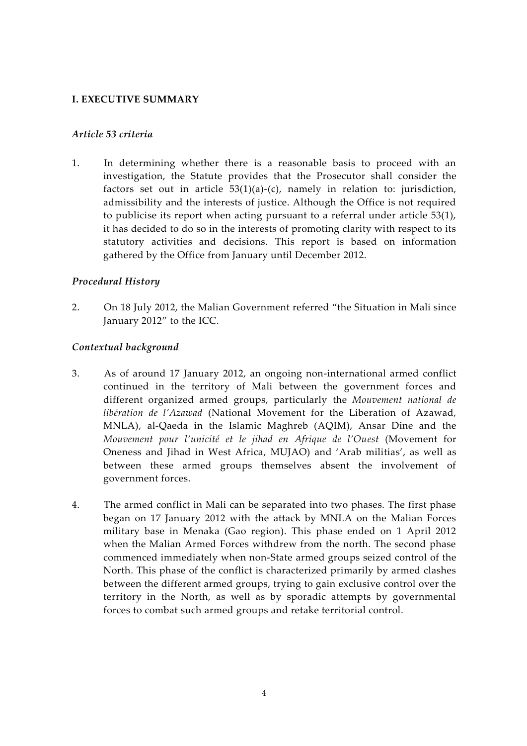## I. EXECUTIVE SUMMARY

### *Article 53 criteria*

1. In determining whether there is a reasonable basis to proceed with an investigation, the Statute provides that the Prosecutor shall consider the factors set out in article 53(1)(a)-(c), namely in relation to: jurisdiction, admissibility and the interests of justice. Although the Office is not required to publicise its report when acting pursuant to a referral under article 53(1), it has decided to do so in the interests of promoting clarity with respect to its statutory activities and decisions. This report is based on information gathered by the Office from January until December 2012.

### *Procedural History*

2. On 18 July 2012, the Malian Government referred "the Situation in Mali since January 2012" to the ICC.

### *Contextual background*

3. As of around 17 January 2012, an ongoing non-international armed conflict continued in the territory of Mali between the government forces and different organized armed groups, particularly the *Mouvement national de libération de l'Azawad* (National Movement for the Liberation of Azawad, MNLA), al-Qaeda in the Islamic Maghreb (AQIM), Ansar Dine and the *Mouvement pour l'unicité et le jihad en Afrique de l'Ouest* (Movement for Oneness and Jihad in West Africa, MUJAO) and 'Arab militias', as well as between these armed groups themselves absent the involvement of government forces.

4. The armed conflict in Mali can be separated into two phases. The first phase began on 17 January 2012 with the attack by MNLA on the Malian Forces military base in Menaka (Gao region). This phase ended on 1 April 2012 when the Malian Armed Forces withdrew from the north. The second phase commenced immediately when non-State armed groups seized control of the North. This phase of the conflict is characterized primarily by armed clashes between the different armed groups, trying to gain exclusive control over the territory in the North, as well as by sporadic attempts by governmental forces to combat such armed groups and retake territorial control.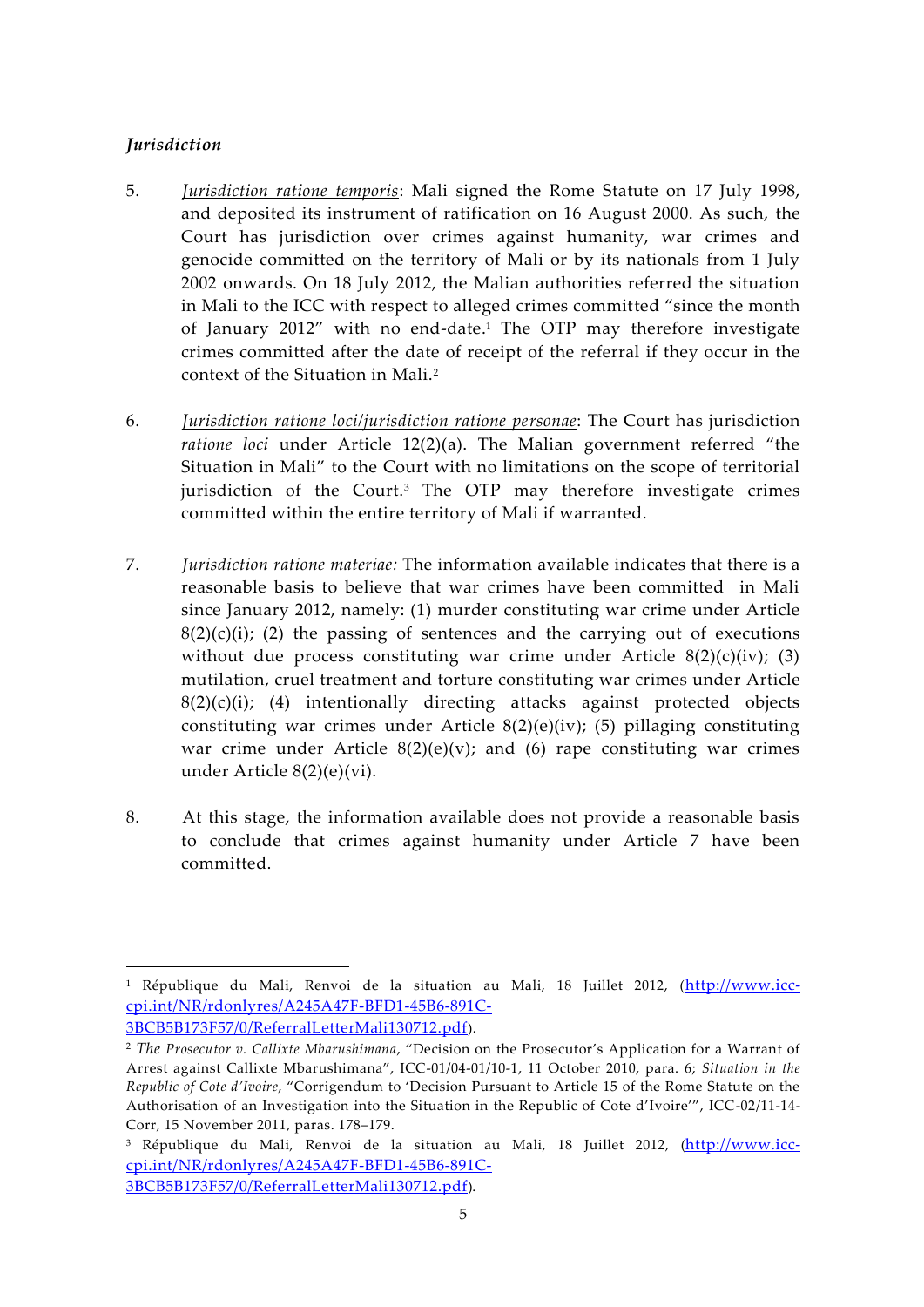### *Jurisdiction*

5. *Jurisdiction ratione temporis*: Mali signed the Rome Statute on 17 July 1998, and deposited its instrument of ratification on 16 August 2000. As such, the Court has jurisdiction over crimes against humanity, war crimes and genocide committed on the territory of Mali or by its nationals from 1 July 2002 onwards. On 18 July 2012, the Malian authorities referred the situation in Mali to the ICC with respect to alleged crimes committed "since the month of January 2012" with no end-date.[1] The OTP may therefore investigate crimes committed after the date of receipt of the referral if they occur in the context of the Situation in Mali.[2]

6. *Jurisdiction ratione loci/jurisdiction ratione personae*: The Court has jurisdiction *ratione loci* under Article 12(2)(a). The Malian government referred "the Situation in Mali" to the Court with no limitations on the scope of territorial jurisdiction of the Court.[3] The OTP may therefore investigate crimes committed within the entire territory of Mali if warranted.

7. *Jurisdiction ratione materiae:* The information available indicates that there is a reasonable basis to believe that war crimes have been committed in Mali since January 2012, namely: (1) murder constituting war crime under Article 8(2)(c)(i); (2) the passing of sentences and the carrying out of executions without due process constituting war crime under Article 8(2)(c)(iv); (3) mutilation, cruel treatment and torture constituting war crimes under Article 8(2)(c)(i); (4) intentionally directing attacks against protected objects constituting war crimes under Article 8(2)(e)(iv); (5) pillaging constituting war crime under Article 8(2)(e)(v); and (6) rape constituting war crimes under Article 8(2)(e)(vi).

8. At this stage, the information available does not provide a reasonable basis to conclude that crimes against humanity under Article 7 have been committed.

---

[1] République du Mali, Renvoi de la situation au Mali, 18 Juillet 2012, (http://www.icc-cpi.int/NR/rdonlyres/A245A47F-BFD1-45B6-891C-3BCB5B173F57/0/ReferralLetterMali130712.pdf).

[2] *The Prosecutor v. Callixte Mbarushimana*, "Decision on the Prosecutor's Application for a Warrant of Arrest against Callixte Mbarushimana", ICC-01/04-01/10-1, 11 October 2010, para. 6; *Situation in the Republic of Cote d'Ivoire*, "Corrigendum to 'Decision Pursuant to Article 15 of the Rome Statute on the Authorisation of an Investigation into the Situation in the Republic of Cote d'Ivoire'", ICC-02/11-14-Corr, 15 November 2011, paras. 178–179.

[3] République du Mali, Renvoi de la situation au Mali, 18 Juillet 2012, (http://www.icc-cpi.int/NR/rdonlyres/A245A47F-BFD1-45B6-891C-3BCB5B173F57/0/ReferralLetterMali130712.pdf).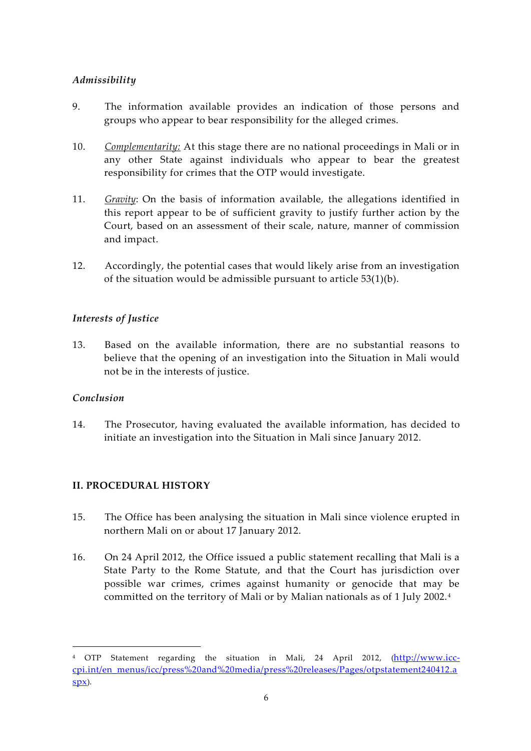### *Admissibility*

9. The information available provides an indication of those persons and groups who appear to bear responsibility for the alleged crimes.

10. *Complementarity:* At this stage there are no national proceedings in Mali or in any other State against individuals who appear to bear the greatest responsibility for crimes that the OTP would investigate.

11. *Gravity*: On the basis of information available, the allegations identified in this report appear to be of sufficient gravity to justify further action by the Court, based on an assessment of their scale, nature, manner of commission and impact.

12. Accordingly, the potential cases that would likely arise from an investigation of the situation would be admissible pursuant to article 53(1)(b).

### *Interests of Justice*

13. Based on the available information, there are no substantial reasons to believe that the opening of an investigation into the Situation in Mali would not be in the interests of justice.

### *Conclusion*

14. The Prosecutor, having evaluated the available information, has decided to initiate an investigation into the Situation in Mali since January 2012.

## II. PROCEDURAL HISTORY

15. The Office has been analysing the situation in Mali since violence erupted in northern Mali on or about 17 January 2012.

16. On 24 April 2012, the Office issued a public statement recalling that Mali is a State Party to the Rome Statute, and that the Court has jurisdiction over possible war crimes, crimes against humanity or genocide that may be committed on the territory of Mali or by Malian nationals as of 1 July 2002.[4]

---

[4] OTP Statement regarding the situation in Mali, 24 April 2012, (http://www.icc-cpi.int/en_menus/icc/press%20and%20media/press%20releases/Pages/otpstatement240412.aspx).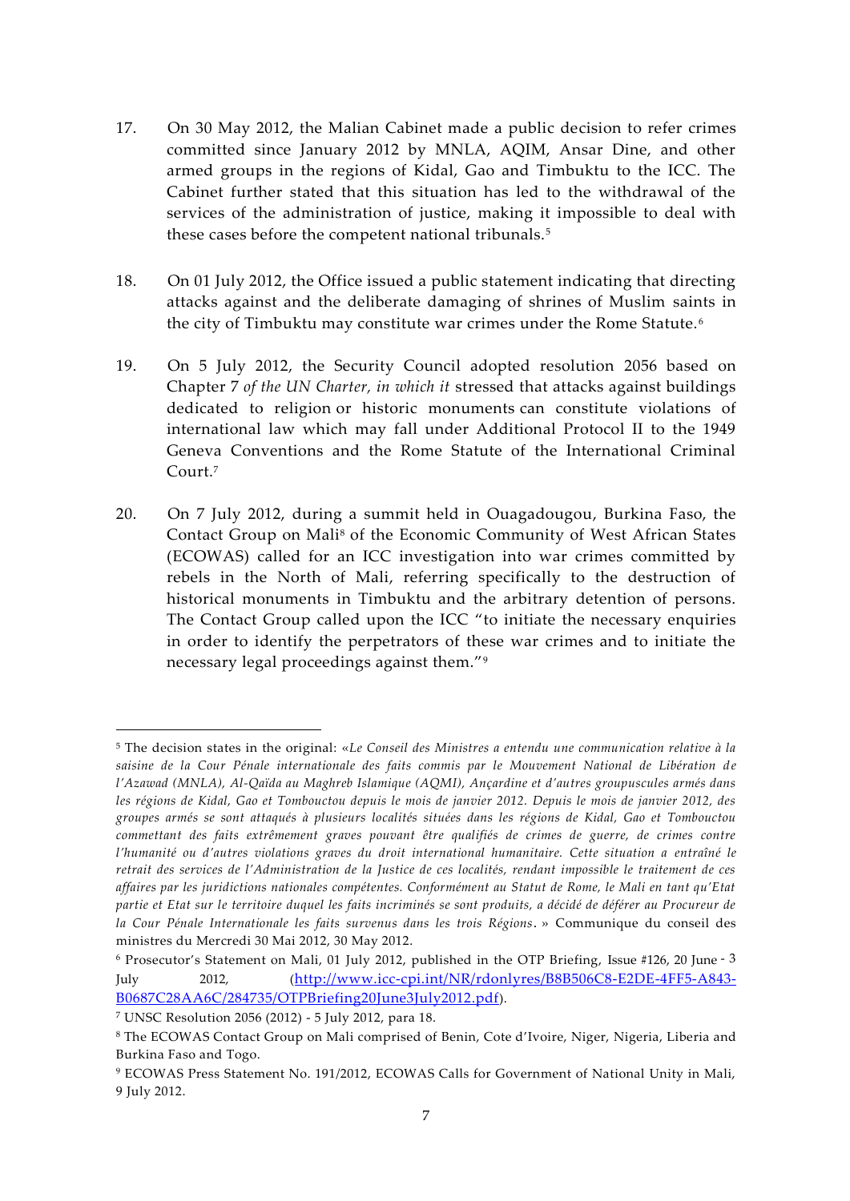17. On 30 May 2012, the Malian Cabinet made a public decision to refer crimes committed since January 2012 by MNLA, AQIM, Ansar Dine, and other armed groups in the regions of Kidal, Gao and Timbuktu to the ICC. The Cabinet further stated that this situation has led to the withdrawal of the services of the administration of justice, making it impossible to deal with these cases before the competent national tribunals.[5]

18. On 01 July 2012, the Office issued a public statement indicating that directing attacks against and the deliberate damaging of shrines of Muslim saints in the city of Timbuktu may constitute war crimes under the Rome Statute.[6]

19. On 5 July 2012, the Security Council adopted resolution 2056 based on Chapter 7 *of the UN Charter, in which it* stressed that attacks against buildings dedicated to religion or historic monuments can constitute violations of international law which may fall under Additional Protocol II to the 1949 Geneva Conventions and the Rome Statute of the International Criminal Court.[7]

20. On 7 July 2012, during a summit held in Ouagadougou, Burkina Faso, the Contact Group on Mali[8] of the Economic Community of West African States (ECOWAS) called for an ICC investigation into war crimes committed by rebels in the North of Mali, referring specifically to the destruction of historical monuments in Timbuktu and the arbitrary detention of persons. The Contact Group called upon the ICC "to initiate the necessary enquiries in order to identify the perpetrators of these war crimes and to initiate the necessary legal proceedings against them."[9]

---

[5] The decision states in the original: «*Le Conseil des Ministres a entendu une communication relative à la saisine de la Cour Pénale internationale des faits commis par le Mouvement National de Libération de l'Azawad (MNLA), Al-Qaïda au Maghreb Islamique (AQMI), Ançardine et d'autres groupuscules armés dans les régions de Kidal, Gao et Tombouctou depuis le mois de janvier 2012. Depuis le mois de janvier 2012, des groupes armés se sont attaqués à plusieurs localités situées dans les régions de Kidal, Gao et Tombouctou commettant des faits extrêmement graves pouvant être qualifiés de crimes de guerre, de crimes contre l'humanité ou d'autres violations graves du droit international humanitaire. Cette situation a entraîné le retrait des services de l'Administration de la Justice de ces localités, rendant impossible le traitement de ces affaires par les juridictions nationales compétentes. Conformément au Statut de Rome, le Mali en tant qu'Etat partie et Etat sur le territoire duquel les faits incriminés se sont produits, a décidé de déférer au Procureur de la Cour Pénale Internationale les faits survenus dans les trois Régions*. » Communique du conseil des ministres du Mercredi 30 Mai 2012, 30 May 2012.

[6] Prosecutor's Statement on Mali, 01 July 2012, published in the OTP Briefing, Issue #126, 20 June - 3 July 2012, (http://www.icc-cpi.int/NR/rdonlyres/B8B506C8-E2DE-4FF5-A843-B0687C28A6C/284735/OTPBriefing20June3July2012.pdf).

[7] UNSC Resolution 2056 (2012) - 5 July 2012, para 18.

[8] The ECOWAS Contact Group on Mali comprised of Benin, Cote d'Ivoire, Niger, Nigeria, Liberia and Burkina Faso and Togo.

[9] ECOWAS Press Statement No. 191/2012, ECOWAS Calls for Government of National Unity in Mali, 9 July 2012.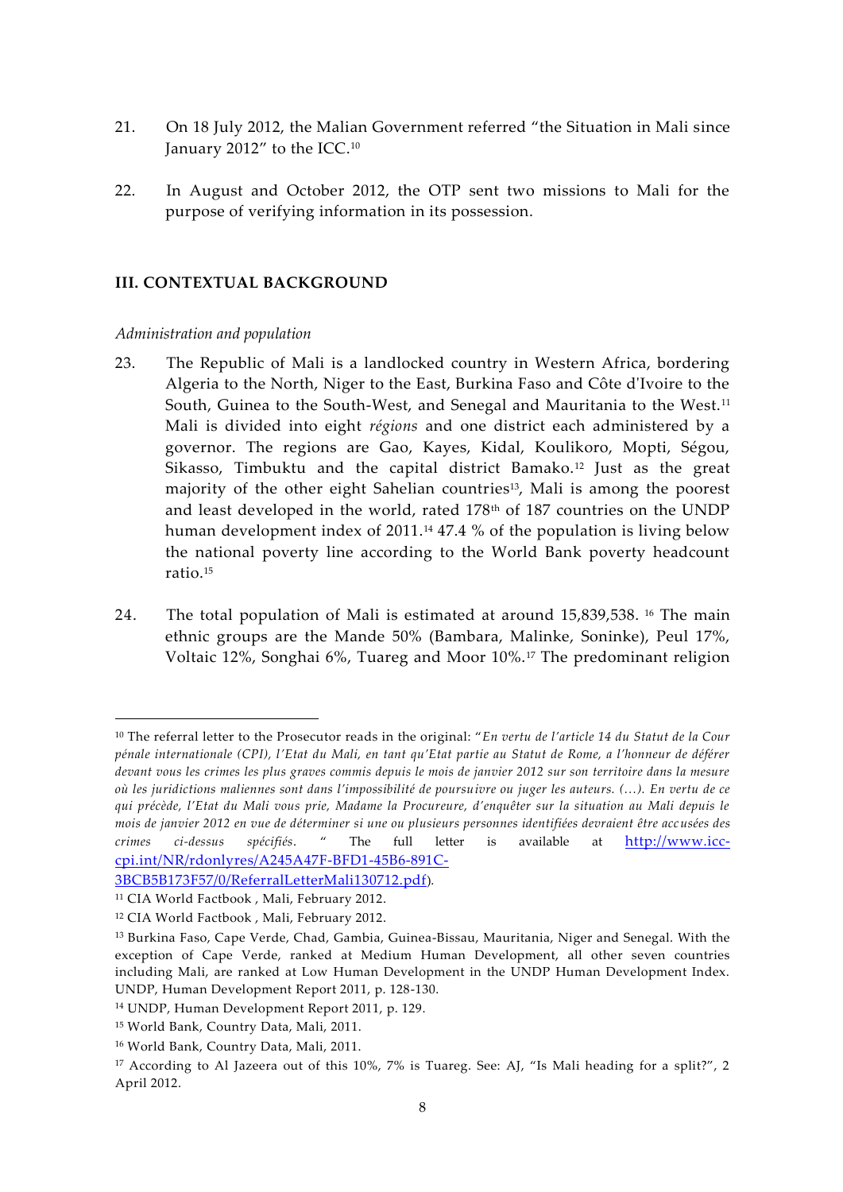21. On 18 July 2012, the Malian Government referred "the Situation in Mali since January 2012" to the ICC.[10]

22. In August and October 2012, the OTP sent two missions to Mali for the purpose of verifying information in its possession.

## III. CONTEXTUAL BACKGROUND

*Administration and population*

23. The Republic of Mali is a landlocked country in Western Africa, bordering Algeria to the North, Niger to the East, Burkina Faso and Côte d'Ivoire to the South, Guinea to the South-West, and Senegal and Mauritania to the West.[11] Mali is divided into eight *régions* and one district each administered by a governor. The regions are Gao, Kayes, Kidal, Koulikoro, Mopti, Ségou, Sikasso, Timbuktu and the capital district Bamako.[12] Just as the great majority of the other eight Sahelian countries[13], Mali is among the poorest and least developed in the world, rated 178th of 187 countries on the UNDP human development index of 2011.[14] 47.4 % of the population is living below the national poverty line according to the World Bank poverty headcount ratio.[15]

24. The total population of Mali is estimated at around 15,839,538. [16] The main ethnic groups are the Mande 50% (Bambara, Malinke, Soninke), Peul 17%, Voltaic 12%, Songhai 6%, Tuareg and Moor 10%.[17] The predominant religion

---

[10] The referral letter to the Prosecutor reads in the original: "*En vertu de l'article 14 du Statut de la Cour pénale internationale (CPI), l'Etat du Mali, en tant qu'Etat partie au Statut de Rome, a l'honneur de déférer devant vous les crimes les plus graves commis depuis le mois de janvier 2012 sur son territoire dans la mesure où les juridictions maliennes sont dans l'impossibilité de poursuivre ou juger les auteurs. (…). En vertu de ce qui précède, l'Etat du Mali vous prie, Madame la Procureure, d'enquêter sur la situation au Mali depuis le mois de janvier 2012 en vue de déterminer si une ou plusieurs personnes identifiées devraient être accusées des crimes ci-dessus spécifiés*. " The full letter is available at http://www.icc-cpi.int/NR/rdonlyres/A245A47F-BFD1-45B6-891C-3BCB5B173F57/0/ReferralLetterMali130712.pdf).

[11] CIA World Factbook , Mali, February 2012.

[12] CIA World Factbook , Mali, February 2012.

[13] Burkina Faso, Cape Verde, Chad, Gambia, Guinea-Bissau, Mauritania, Niger and Senegal. With the exception of Cape Verde, ranked at Medium Human Development, all other seven countries including Mali, are ranked at Low Human Development in the UNDP Human Development Index. UNDP, Human Development Report 2011, p. 128-130.

[14] UNDP, Human Development Report 2011, p. 129.

[15] World Bank, Country Data, Mali, 2011.

[16] World Bank, Country Data, Mali, 2011.

[17] According to Al Jazeera out of this 10%, 7% is Tuareg. See: AJ, "Is Mali heading for a split?", 2 April 2012.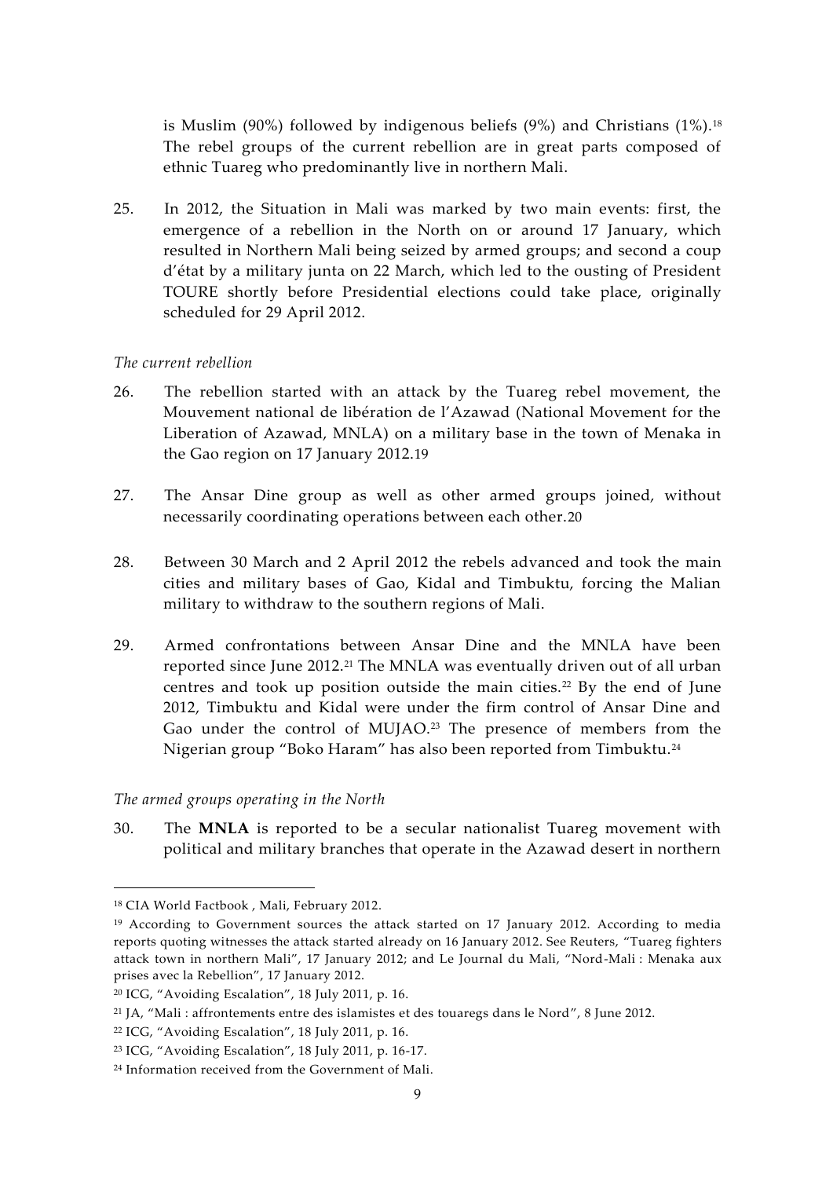is Muslim (90%) followed by indigenous beliefs (9%) and Christians (1%).[18] The rebel groups of the current rebellion are in great parts composed of ethnic Tuareg who predominantly live in northern Mali.

25. In 2012, the Situation in Mali was marked by two main events: first, the emergence of a rebellion in the North on or around 17 January, which resulted in Northern Mali being seized by armed groups; and second a coup d'état by a military junta on 22 March, which led to the ousting of President TOURE shortly before Presidential elections could take place, originally scheduled for 29 April 2012.

*The current rebellion*

26. The rebellion started with an attack by the Tuareg rebel movement, the Mouvement national de libération de l'Azawad (National Movement for the Liberation of Azawad, MNLA) on a military base in the town of Menaka in the Gao region on 17 January 2012.[19]

27. The Ansar Dine group as well as other armed groups joined, without necessarily coordinating operations between each other.[20]

28. Between 30 March and 2 April 2012 the rebels advanced and took the main cities and military bases of Gao, Kidal and Timbuktu, forcing the Malian military to withdraw to the southern regions of Mali.

29. Armed confrontations between Ansar Dine and the MNLA have been reported since June 2012.[21] The MNLA was eventually driven out of all urban centres and took up position outside the main cities.[22] By the end of June 2012, Timbuktu and Kidal were under the firm control of Ansar Dine and Gao under the control of MUJAO.[23] The presence of members from the Nigerian group "Boko Haram" has also been reported from Timbuktu.[24]

*The armed groups operating in the North*

30. The **MNLA** is reported to be a secular nationalist Tuareg movement with political and military branches that operate in the Azawad desert in northern

---

[18] CIA World Factbook , Mali, February 2012.

[19] According to Government sources the attack started on 17 January 2012. According to media reports quoting witnesses the attack started already on 16 January 2012. See Reuters, "Tuareg fighters attack town in northern Mali", 17 January 2012; and Le Journal du Mali, "Nord-Mali : Menaka aux prises avec la Rebellion", 17 January 2012.

[20] ICG, "Avoiding Escalation", 18 July 2011, p. 16.

[21] JA, "Mali : affrontements entre des islamistes et des touaregs dans le Nord", 8 June 2012.

[22] ICG, "Avoiding Escalation", 18 July 2011, p. 16.

[23] ICG, "Avoiding Escalation", 18 July 2011, p. 16-17.

[24] Information received from the Government of Mali.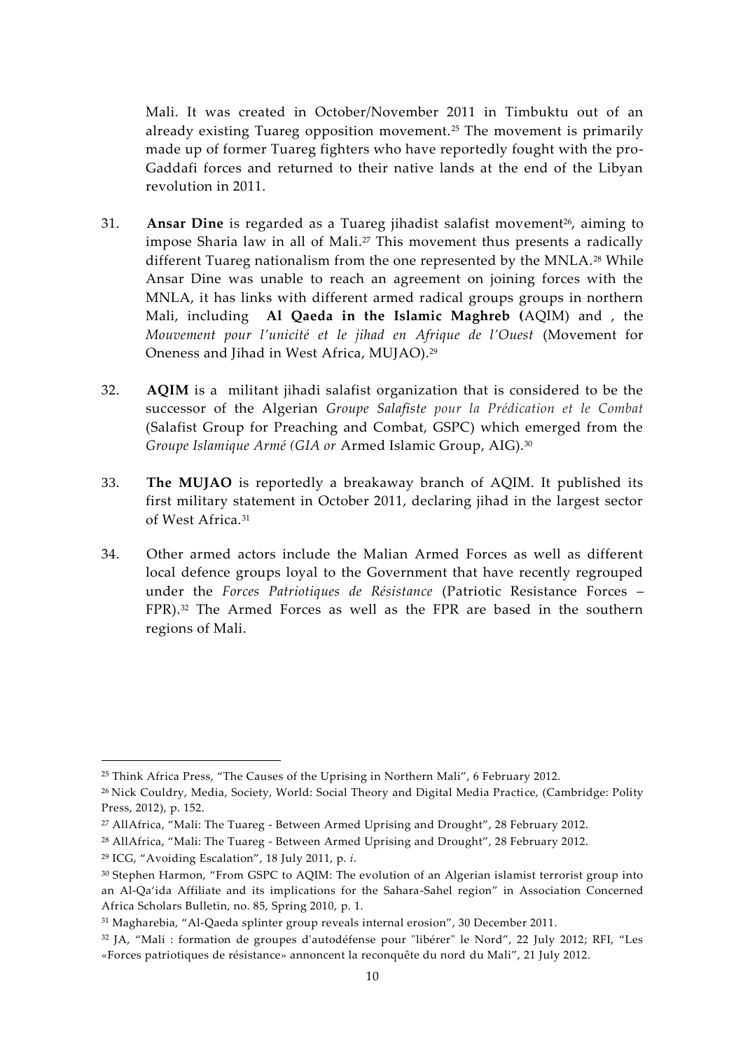Mali. It was created in October/November 2011 in Timbuktu out of an already existing Tuareg opposition movement.[25] The movement is primarily made up of former Tuareg fighters who have reportedly fought with the pro-Gaddafi forces and returned to their native lands at the end of the Libyan revolution in 2011.

31. **Ansar Dine** is regarded as a Tuareg jihadist salafist movement[26], aiming to impose Sharia law in all of Mali.[27] This movement thus presents a radically different Tuareg nationalism from the one represented by the MNLA.[28] While Ansar Dine was unable to reach an agreement on joining forces with the MNLA, it has links with different armed radical groups groups in northern Mali, including **Al Qaeda in the Islamic Maghreb (**AQIM) and , the *Mouvement pour l'unicité et le jihad en Afrique de l'Ouest* (Movement for Oneness and Jihad in West Africa, MUJAO).[29]

32. **AQIM** is a militant jihadi salafist organization that is considered to be the successor of the Algerian *Groupe Salafiste pour la Prédication et le Combat* (Salafist Group for Preaching and Combat, GSPC) which emerged from the *Groupe Islamique Armé (GIA or* Armed Islamic Group, AIG).[30]

33. **The MUJAO** is reportedly a breakaway branch of AQIM. It published its first military statement in October 2011, declaring jihad in the largest sector of West Africa.[31]

34. Other armed actors include the Malian Armed Forces as well as different local defence groups loyal to the Government that have recently regrouped under the *Forces Patriotiques de Résistance* (Patriotic Resistance Forces – FPR).[32] The Armed Forces as well as the FPR are based in the southern regions of Mali.

---

[25] Think Africa Press, "The Causes of the Uprising in Northern Mali", 6 February 2012.

[26] Nick Couldry, Media, Society, World: Social Theory and Digital Media Practice, (Cambridge: Polity Press, 2012), p. 152.

[27] AllAfrica, "Mali: The Tuareg - Between Armed Uprising and Drought", 28 February 2012.

[28] AllAfrica, "Mali: The Tuareg - Between Armed Uprising and Drought", 28 February 2012.

[29] ICG, "Avoiding Escalation", 18 July 2011, p. *i*.

[30] Stephen Harmon, "From GSPC to AQIM: The evolution of an Algerian islamist terrorist group into an Al-Qa'ida Affiliate and its implications for the Sahara-Sahel region" in Association Concerned Africa Scholars Bulletin, no. 85, Spring 2010, p. 1.

[31] Magharebia, "Al-Qaeda splinter group reveals internal erosion", 30 December 2011.

[32] JA, "Mali : formation de groupes d'autodéfense pour "libérer" le Nord", 22 July 2012; RFI, "Les «Forces patriotiques de résistance» annoncent la reconquête du nord du Mali", 21 July 2012.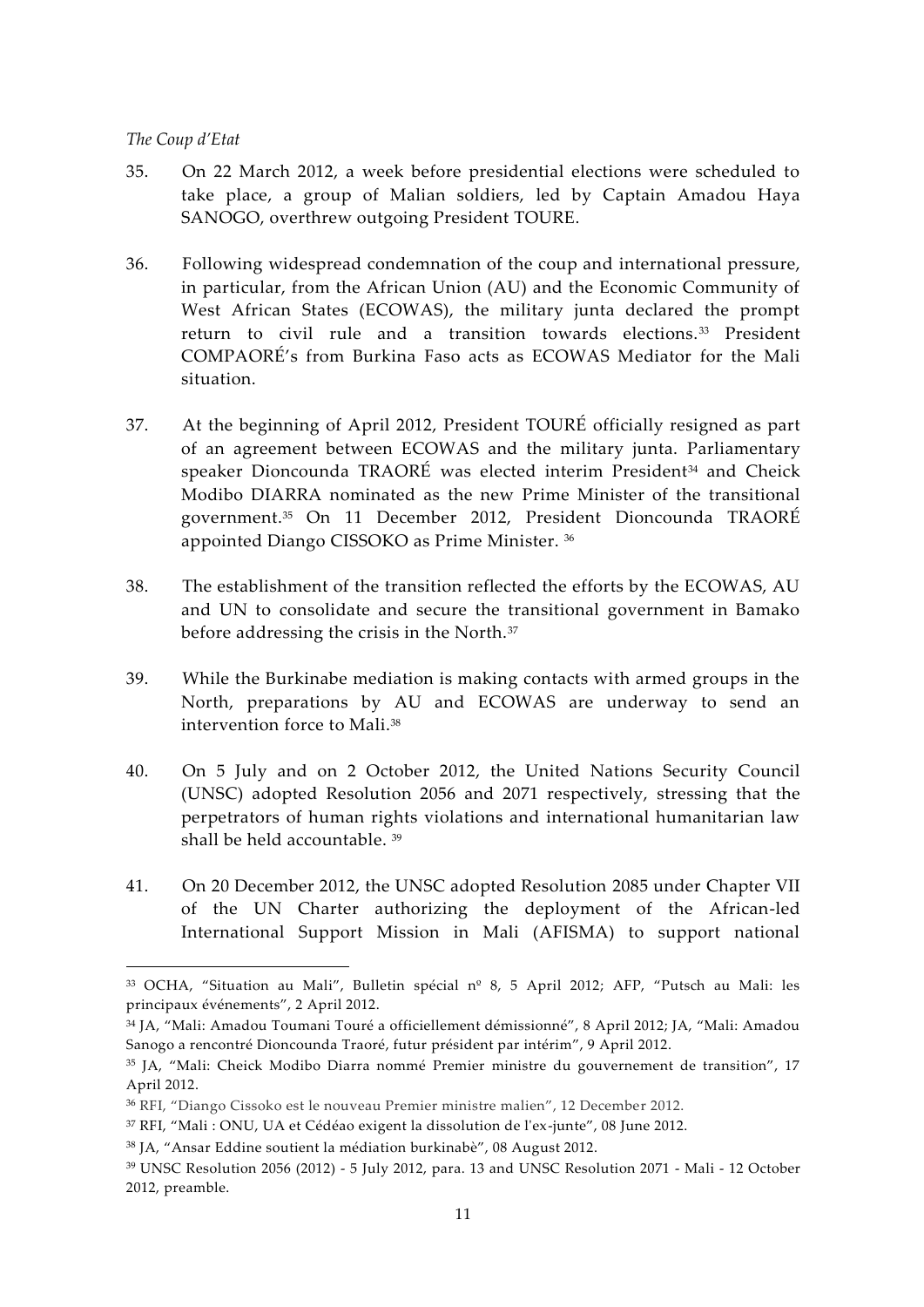*The Coup d'Etat*

35. On 22 March 2012, a week before presidential elections were scheduled to take place, a group of Malian soldiers, led by Captain Amadou Haya SANOGO, overthrew outgoing President TOURE.

36. Following widespread condemnation of the coup and international pressure, in particular, from the African Union (AU) and the Economic Community of West African States (ECOWAS), the military junta declared the prompt return to civil rule and a transition towards elections.[33] President COMPAORÉ's from Burkina Faso acts as ECOWAS Mediator for the Mali situation.

37. At the beginning of April 2012, President TOURÉ officially resigned as part of an agreement between ECOWAS and the military junta. Parliamentary speaker Dioncounda TRAORÉ was elected interim President[34] and Cheick Modibo DIARRA nominated as the new Prime Minister of the transitional government.[35] On 11 December 2012, President Dioncounda TRAORÉ appointed Diango CISSOKO as Prime Minister. [36]

38. The establishment of the transition reflected the efforts by the ECOWAS, AU and UN to consolidate and secure the transitional government in Bamako before addressing the crisis in the North.[37]

39. While the Burkinabe mediation is making contacts with armed groups in the North, preparations by AU and ECOWAS are underway to send an intervention force to Mali.[38]

40. On 5 July and on 2 October 2012, the United Nations Security Council (UNSC) adopted Resolution 2056 and 2071 respectively, stressing that the perpetrators of human rights violations and international humanitarian law shall be held accountable. [39]

41. On 20 December 2012, the UNSC adopted Resolution 2085 under Chapter VII of the UN Charter authorizing the deployment of the African-led International Support Mission in Mali (AFISMA) to support national

---

[33] OCHA, "Situation au Mali", Bulletin spécial nº 8, 5 April 2012; AFP, "Putsch au Mali: les principaux événements", 2 April 2012.

[34] JA, "Mali: Amadou Toumani Touré a officiellement démissionné", 8 April 2012; JA, "Mali: Amadou Sanogo a rencontré Dioncounda Traoré, futur président par intérim", 9 April 2012.

[35] JA, "Mali: Cheick Modibo Diarra nommé Premier ministre du gouvernement de transition", 17 April 2012.

[36] RFI, "Diango Cissoko est le nouveau Premier ministre malien", 12 December 2012.

[37] RFI, "Mali : ONU, UA et Cédéao exigent la dissolution de l'ex-junte", 08 June 2012.

[38] JA, "Ansar Eddine soutient la médiation burkinabè", 08 August 2012.

[39] UNSC Resolution 2056 (2012) - 5 July 2012, para. 13 and UNSC Resolution 2071 - Mali - 12 October 2012, preamble.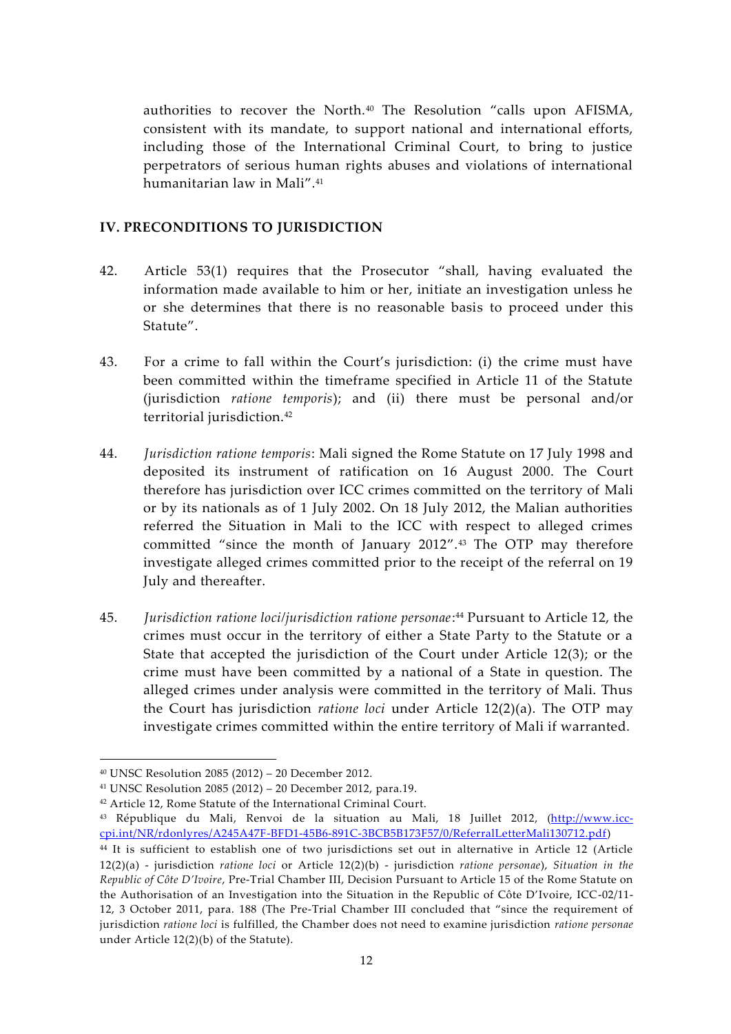authorities to recover the North.[40] The Resolution "calls upon AFISMA, consistent with its mandate, to support national and international efforts, including those of the International Criminal Court, to bring to justice perpetrators of serious human rights abuses and violations of international humanitarian law in Mali".[41]

## IV. PRECONDITIONS TO JURISDICTION

42. Article 53(1) requires that the Prosecutor "shall, having evaluated the information made available to him or her, initiate an investigation unless he or she determines that there is no reasonable basis to proceed under this Statute".

43. For a crime to fall within the Court's jurisdiction: (i) the crime must have been committed within the timeframe specified in Article 11 of the Statute (jurisdiction *ratione temporis*); and (ii) there must be personal and/or territorial jurisdiction.[42]

44. *Jurisdiction ratione temporis*: Mali signed the Rome Statute on 17 July 1998 and deposited its instrument of ratification on 16 August 2000. The Court therefore has jurisdiction over ICC crimes committed on the territory of Mali or by its nationals as of 1 July 2002. On 18 July 2012, the Malian authorities referred the Situation in Mali to the ICC with respect to alleged crimes committed "since the month of January 2012".[43] The OTP may therefore investigate alleged crimes committed prior to the receipt of the referral on 19 July and thereafter.

45. *Jurisdiction ratione loci/jurisdiction ratione personae*:[44] Pursuant to Article 12, the crimes must occur in the territory of either a State Party to the Statute or a State that accepted the jurisdiction of the Court under Article 12(3); or the crime must have been committed by a national of a State in question. The alleged crimes under analysis were committed in the territory of Mali. Thus the Court has jurisdiction *ratione loci* under Article 12(2)(a). The OTP may investigate crimes committed within the entire territory of Mali if warranted.

---

[40] UNSC Resolution 2085 (2012) – 20 December 2012.

[41] UNSC Resolution 2085 (2012) – 20 December 2012, para.19.

[42] Article 12, Rome Statute of the International Criminal Court.

[43] République du Mali, Renvoi de la situation au Mali, 18 Juillet 2012, (http://www.icc-cpi.int/NR/rdonlyres/A245A47F-BFD1-45B6-891C-3BCB5B173F57/0/ReferralLetterMali130712.pdf)

[44] It is sufficient to establish one of two jurisdictions set out in alternative in Article 12 (Article 12(2)(a) - jurisdiction *ratione loci* or Article 12(2)(b) - jurisdiction *ratione personae*), *Situation in the Republic of Côte D'Ivoire*, Pre-Trial Chamber III, Decision Pursuant to Article 15 of the Rome Statute on the Authorisation of an Investigation into the Situation in the Republic of Côte D'Ivoire, ICC-02/11-12, 3 October 2011, para. 188 (The Pre-Trial Chamber III concluded that "since the requirement of jurisdiction *ratione loci* is fulfilled, the Chamber does not need to examine jurisdiction *ratione personae* under Article 12(2)(b) of the Statute).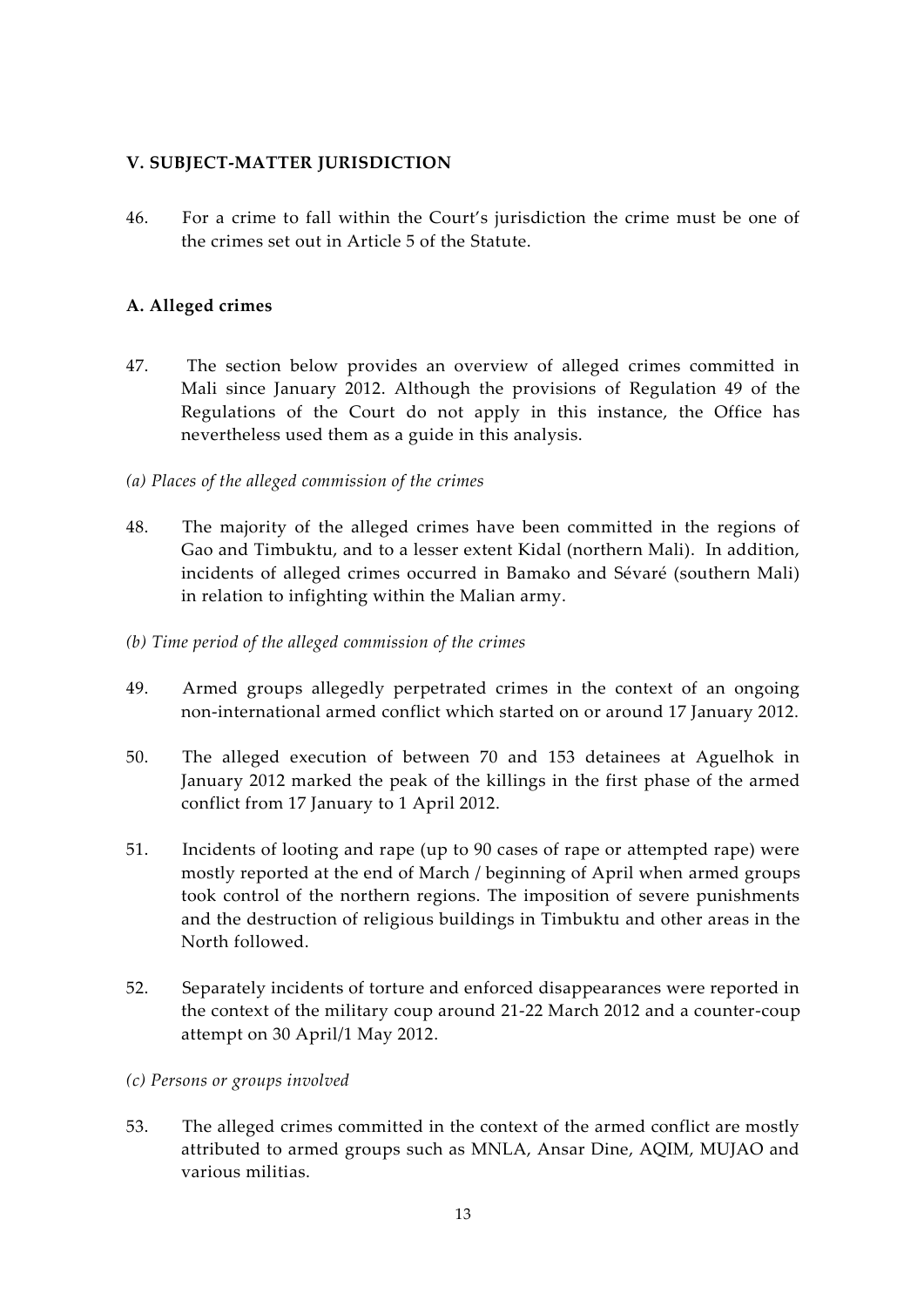## V. SUBJECT-MATTER JURISDICTION

46. For a crime to fall within the Court's jurisdiction the crime must be one of the crimes set out in Article 5 of the Statute.

### A. Alleged crimes

47. The section below provides an overview of alleged crimes committed in Mali since January 2012. Although the provisions of Regulation 49 of the Regulations of the Court do not apply in this instance, the Office has nevertheless used them as a guide in this analysis.

*(a) Places of the alleged commission of the crimes*

48. The majority of the alleged crimes have been committed in the regions of Gao and Timbuktu, and to a lesser extent Kidal (northern Mali). In addition, incidents of alleged crimes occurred in Bamako and Sévaré (southern Mali) in relation to infighting within the Malian army.

*(b) Time period of the alleged commission of the crimes*

49. Armed groups allegedly perpetrated crimes in the context of an ongoing non-international armed conflict which started on or around 17 January 2012.

50. The alleged execution of between 70 and 153 detainees at Aguelhok in January 2012 marked the peak of the killings in the first phase of the armed conflict from 17 January to 1 April 2012.

51. Incidents of looting and rape (up to 90 cases of rape or attempted rape) were mostly reported at the end of March / beginning of April when armed groups took control of the northern regions. The imposition of severe punishments and the destruction of religious buildings in Timbuktu and other areas in the North followed.

52. Separately incidents of torture and enforced disappearances were reported in the context of the military coup around 21-22 March 2012 and a counter-coup attempt on 30 April/1 May 2012.

*(c) Persons or groups involved*

53. The alleged crimes committed in the context of the armed conflict are mostly attributed to armed groups such as MNLA, Ansar Dine, AQIM, MUJAO and various militias.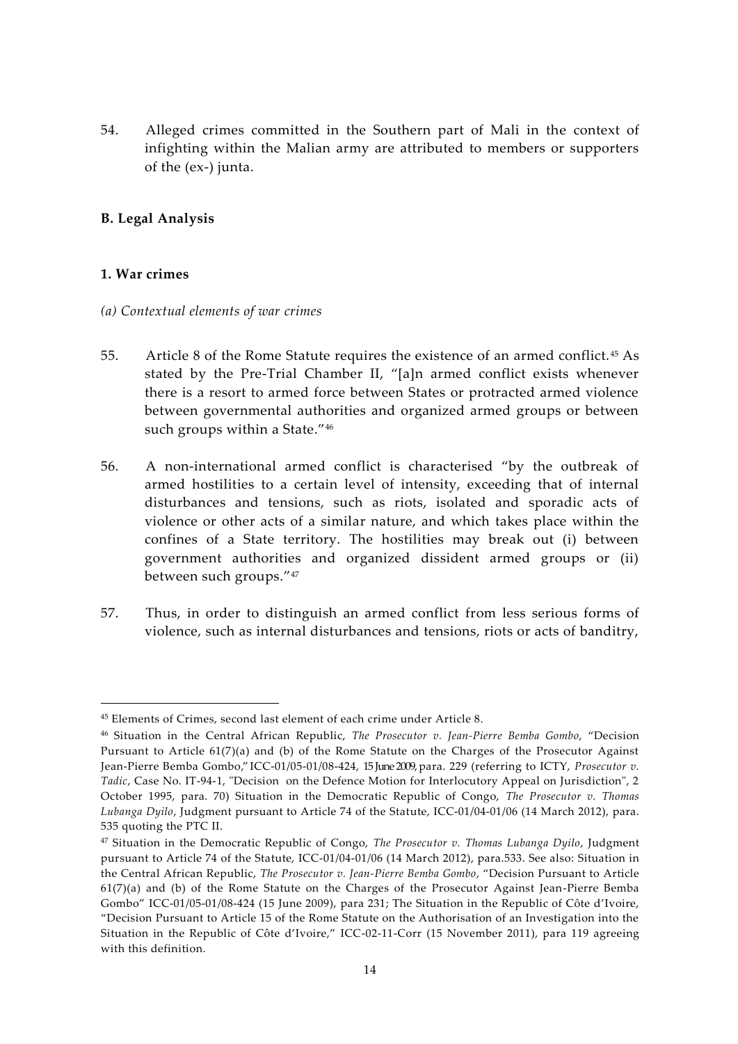54. Alleged crimes committed in the Southern part of Mali in the context of infighting within the Malian army are attributed to members or supporters of the (ex-) junta.

### B. Legal Analysis

#### 1. War crimes

*(a) Contextual elements of war crimes*

55. Article 8 of the Rome Statute requires the existence of an armed conflict.[45] As stated by the Pre-Trial Chamber II, "[a]n armed conflict exists whenever there is a resort to armed force between States or protracted armed violence between governmental authorities and organized armed groups or between such groups within a State."[46]

56. A non-international armed conflict is characterised "by the outbreak of armed hostilities to a certain level of intensity, exceeding that of internal disturbances and tensions, such as riots, isolated and sporadic acts of violence or other acts of a similar nature, and which takes place within the confines of a State territory. The hostilities may break out (i) between government authorities and organized dissident armed groups or (ii) between such groups."[47]

57. Thus, in order to distinguish an armed conflict from less serious forms of violence, such as internal disturbances and tensions, riots or acts of banditry,

---

[45] Elements of Crimes, second last element of each crime under Article 8.

[46] Situation in the Central African Republic, *The Prosecutor v. Jean-Pierre Bemba Gombo*, "Decision Pursuant to Article 61(7)(a) and (b) of the Rome Statute on the Charges of the Prosecutor Against Jean-Pierre Bemba Gombo," ICC-01/05-01/08-424, 15 June 2009, para. 229 (referring to ICTY, *Prosecutor v. Tadic*, Case No. IT-94-1, "Decision on the Defence Motion for Interlocutory Appeal on Jurisdiction", 2 October 1995, para. 70) Situation in the Democratic Republic of Congo, *The Prosecutor v. Thomas Lubanga Dyilo*, Judgment pursuant to Article 74 of the Statute, ICC-01/04-01/06 (14 March 2012), para. 535 quoting the PTC II.

[47] Situation in the Democratic Republic of Congo, *The Prosecutor v. Thomas Lubanga Dyilo*, Judgment pursuant to Article 74 of the Statute, ICC-01/04-01/06 (14 March 2012), para.533. See also: Situation in the Central African Republic, *The Prosecutor v. Jean-Pierre Bemba Gombo*, "Decision Pursuant to Article 61(7)(a) and (b) of the Rome Statute on the Charges of the Prosecutor Against Jean-Pierre Bemba Gombo" ICC-01/05-01/08-424 (15 June 2009), para 231; The Situation in the Republic of Côte d'Ivoire, "Decision Pursuant to Article 15 of the Rome Statute on the Authorisation of an Investigation into the Situation in the Republic of Côte d'Ivoire," ICC-02-11-Corr (15 November 2011), para 119 agreeing with this definition.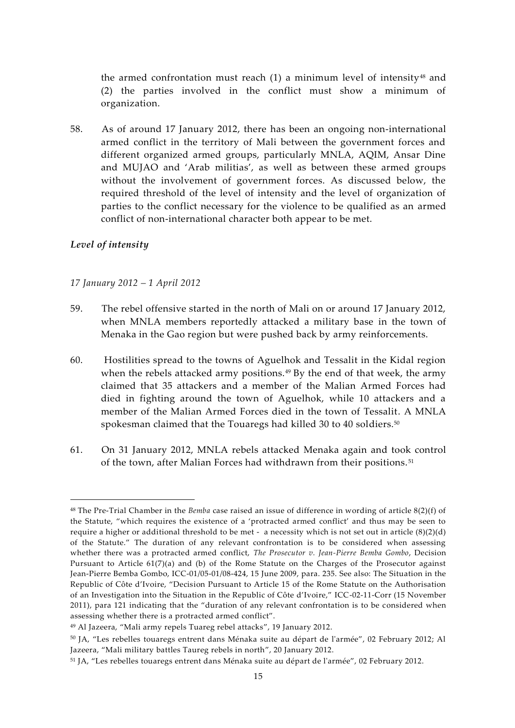the armed confrontation must reach (1) a minimum level of intensity[48] and (2) the parties involved in the conflict must show a minimum of organization.

58. As of around 17 January 2012, there has been an ongoing non-international armed conflict in the territory of Mali between the government forces and different organized armed groups, particularly MNLA, AQIM, Ansar Dine and MUJAO and 'Arab militias', as well as between these armed groups without the involvement of government forces. As discussed below, the required threshold of the level of intensity and the level of organization of parties to the conflict necessary for the violence to be qualified as an armed conflict of non-international character both appear to be met.

### *Level of intensity*

#### *17 January 2012 – 1 April 2012*

59. The rebel offensive started in the north of Mali on or around 17 January 2012, when MNLA members reportedly attacked a military base in the town of Menaka in the Gao region but were pushed back by army reinforcements.

60. Hostilities spread to the towns of Aguelhok and Tessalit in the Kidal region when the rebels attacked army positions.[49] By the end of that week, the army claimed that 35 attackers and a member of the Malian Armed Forces had died in fighting around the town of Aguelhok, while 10 attackers and a member of the Malian Armed Forces died in the town of Tessalit. A MNLA spokesman claimed that the Touaregs had killed 30 to 40 soldiers.[50]

61. On 31 January 2012, MNLA rebels attacked Menaka again and took control of the town, after Malian Forces had withdrawn from their positions.[51]

---

[48] The Pre-Trial Chamber in the *Bemba* case raised an issue of difference in wording of article 8(2)(f) of the Statute, "which requires the existence of a 'protracted armed conflict' and thus may be seen to require a higher or additional threshold to be met - a necessity which is not set out in article (8)(2)(d) of the Statute." The duration of any relevant confrontation is to be considered when assessing whether there was a protracted armed conflict, *The Prosecutor v. Jean-Pierre Bemba Gombo*, Decision Pursuant to Article 61(7)(a) and (b) of the Rome Statute on the Charges of the Prosecutor against Jean-Pierre Bemba Gombo, ICC-01/05-01/08-424, 15 June 2009, para. 235. See also: The Situation in the Republic of Côte d'Ivoire, "Decision Pursuant to Article 15 of the Rome Statute on the Authorisation of an Investigation into the Situation in the Republic of Côte d'Ivoire," ICC-02-11-Corr (15 November 2011), para 121 indicating that the "duration of any relevant confrontation is to be considered when assessing whether there is a protracted armed conflict".

[49] Al Jazeera, "Mali army repels Tuareg rebel attacks", 19 January 2012.

[50] JA, "Les rebelles touaregs entrent dans Ménaka suite au départ de l'armée", 02 February 2012; Al Jazeera, "Mali military battles Taureg rebels in north", 20 January 2012.

[51] JA, "Les rebelles touaregs entrent dans Ménaka suite au départ de l'armée", 02 February 2012.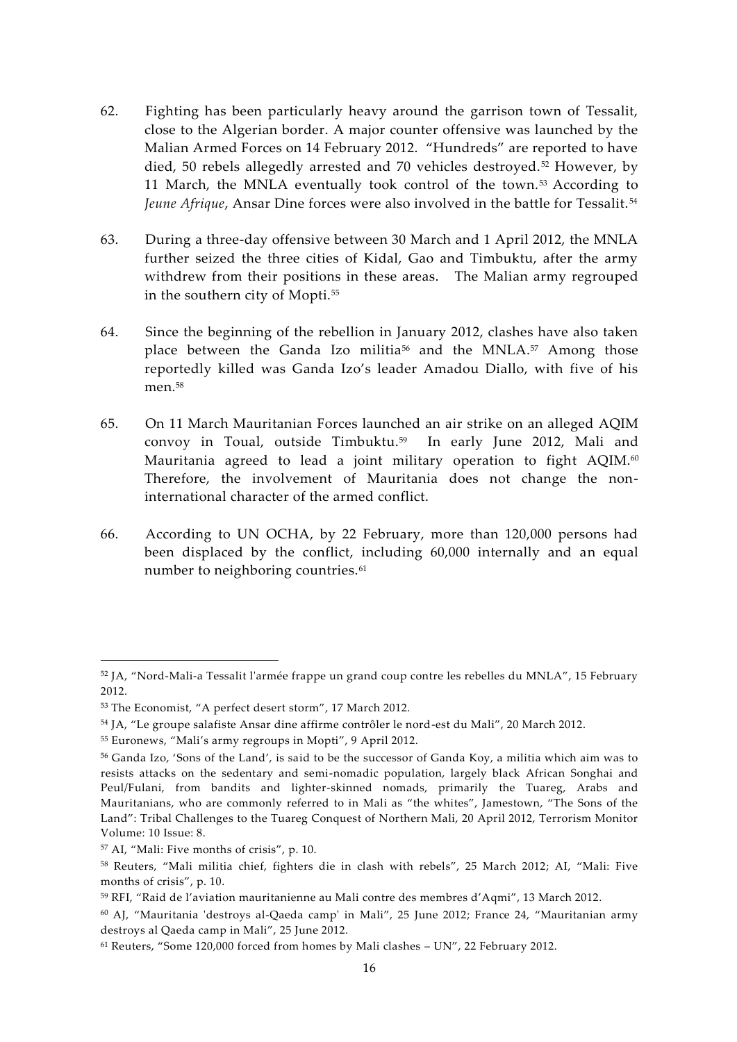62. Fighting has been particularly heavy around the garrison town of Tessalit, close to the Algerian border. A major counter offensive was launched by the Malian Armed Forces on 14 February 2012. "Hundreds" are reported to have died, 50 rebels allegedly arrested and 70 vehicles destroyed.[52] However, by 11 March, the MNLA eventually took control of the town.[53] According to *Jeune Afrique*, Ansar Dine forces were also involved in the battle for Tessalit.[54]

63. During a three-day offensive between 30 March and 1 April 2012, the MNLA further seized the three cities of Kidal, Gao and Timbuktu, after the army withdrew from their positions in these areas. The Malian army regrouped in the southern city of Mopti.[55]

64. Since the beginning of the rebellion in January 2012, clashes have also taken place between the Ganda Izo militia[56] and the MNLA.[57] Among those reportedly killed was Ganda Izo's leader Amadou Diallo, with five of his men.[58]

65. On 11 March Mauritanian Forces launched an air strike on an alleged AQIM convoy in Toual, outside Timbuktu.[59] In early June 2012, Mali and Mauritania agreed to lead a joint military operation to fight AQIM.[60] Therefore, the involvement of Mauritania does not change the non-international character of the armed conflict.

66. According to UN OCHA, by 22 February, more than 120,000 persons had been displaced by the conflict, including 60,000 internally and an equal number to neighboring countries.[61]

---

[52] JA, "Nord-Mali-a Tessalit l'armée frappe un grand coup contre les rebelles du MNLA", 15 February 2012.

[53] The Economist, "A perfect desert storm", 17 March 2012.

[54] JA, "Le groupe salafiste Ansar dine affirme contrôler le nord-est du Mali", 20 March 2012.

[55] Euronews, "Mali's army regroups in Mopti", 9 April 2012.

[56] Ganda Izo, 'Sons of the Land', is said to be the successor of Ganda Koy, a militia which aim was to resists attacks on the sedentary and semi-nomadic population, largely black African Songhai and Peul/Fulani, from bandits and lighter-skinned nomads, primarily the Tuareg, Arabs and Mauritanians, who are commonly referred to in Mali as "the whites", Jamestown, "The Sons of the Land": Tribal Challenges to the Tuareg Conquest of Northern Mali, 20 April 2012, Terrorism Monitor Volume: 10 Issue: 8.

[57] AI, "Mali: Five months of crisis", p. 10.

[58] Reuters, "Mali militia chief, fighters die in clash with rebels", 25 March 2012; AI, "Mali: Five months of crisis", p. 10.

[59] RFI, "Raid de l'aviation mauritanienne au Mali contre des membres d'Aqmi", 13 March 2012.

[60] AJ, "Mauritania 'destroys al-Qaeda camp' in Mali", 25 June 2012; France 24, "Mauritanian army destroys al Qaeda camp in Mali", 25 June 2012.

[61] Reuters, "Some 120,000 forced from homes by Mali clashes – UN", 22 February 2012.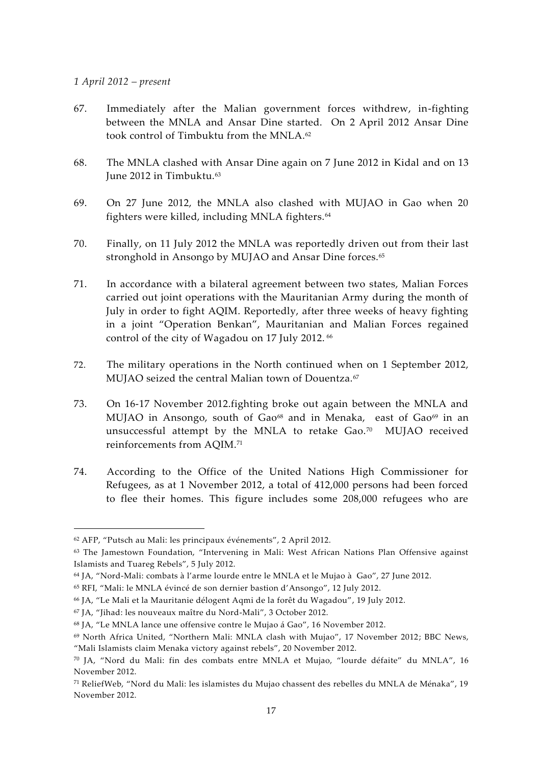*1 April 2012 – present*

67. Immediately after the Malian government forces withdrew, in-fighting between the MNLA and Ansar Dine started. On 2 April 2012 Ansar Dine took control of Timbuktu from the MNLA.[62]

68. The MNLA clashed with Ansar Dine again on 7 June 2012 in Kidal and on 13 June 2012 in Timbuktu.[63]

69. On 27 June 2012, the MNLA also clashed with MUJAO in Gao when 20 fighters were killed, including MNLA fighters.[64]

70. Finally, on 11 July 2012 the MNLA was reportedly driven out from their last stronghold in Ansongo by MUJAO and Ansar Dine forces.[65]

71. In accordance with a bilateral agreement between two states, Malian Forces carried out joint operations with the Mauritanian Army during the month of July in order to fight AQIM. Reportedly, after three weeks of heavy fighting in a joint "Operation Benkan", Mauritanian and Malian Forces regained control of the city of Wagadou on 17 July 2012. [66]

72. The military operations in the North continued when on 1 September 2012, MUJAO seized the central Malian town of Douentza.[67]

73. On 16-17 November 2012.fighting broke out again between the MNLA and MUJAO in Ansongo, south of Gao[68] and in Menaka, east of Gao[69] in an unsuccessful attempt by the MNLA to retake Gao.[70] MUJAO received reinforcements from AQIM.[71]

74. According to the Office of the United Nations High Commissioner for Refugees, as at 1 November 2012, a total of 412,000 persons had been forced to flee their homes. This figure includes some 208,000 refugees who are

---

[62] AFP, "Putsch au Mali: les principaux événements", 2 April 2012.

[63] The Jamestown Foundation, "Intervening in Mali: West African Nations Plan Offensive against Islamists and Tuareg Rebels", 5 July 2012.

[64] JA, "Nord-Mali: combats à l'arme lourde entre le MNLA et le Mujao à Gao", 27 June 2012.

[65] RFI, "Mali: le MNLA évincé de son dernier bastion d'Ansongo", 12 July 2012.

[66] JA, "Le Mali et la Mauritanie délogent Aqmi de la forêt du Wagadou", 19 July 2012.

[67] JA, "Jihad: les nouveaux maître du Nord-Mali", 3 October 2012.

[68] JA, "Le MNLA lance une offensive contre le Mujao á Gao", 16 November 2012.

[69] North Africa United, "Northern Mali: MNLA clash with Mujao", 17 November 2012; BBC News, "Mali Islamists claim Menaka victory against rebels", 20 November 2012.

[70] JA, "Nord du Mali: fin des combats entre MNLA et Mujao, "lourde défaite" du MNLA", 16 November 2012.

[71] ReliefWeb, "Nord du Mali: les islamistes du Mujao chassent des rebelles du MNLA de Ménaka", 19 November 2012.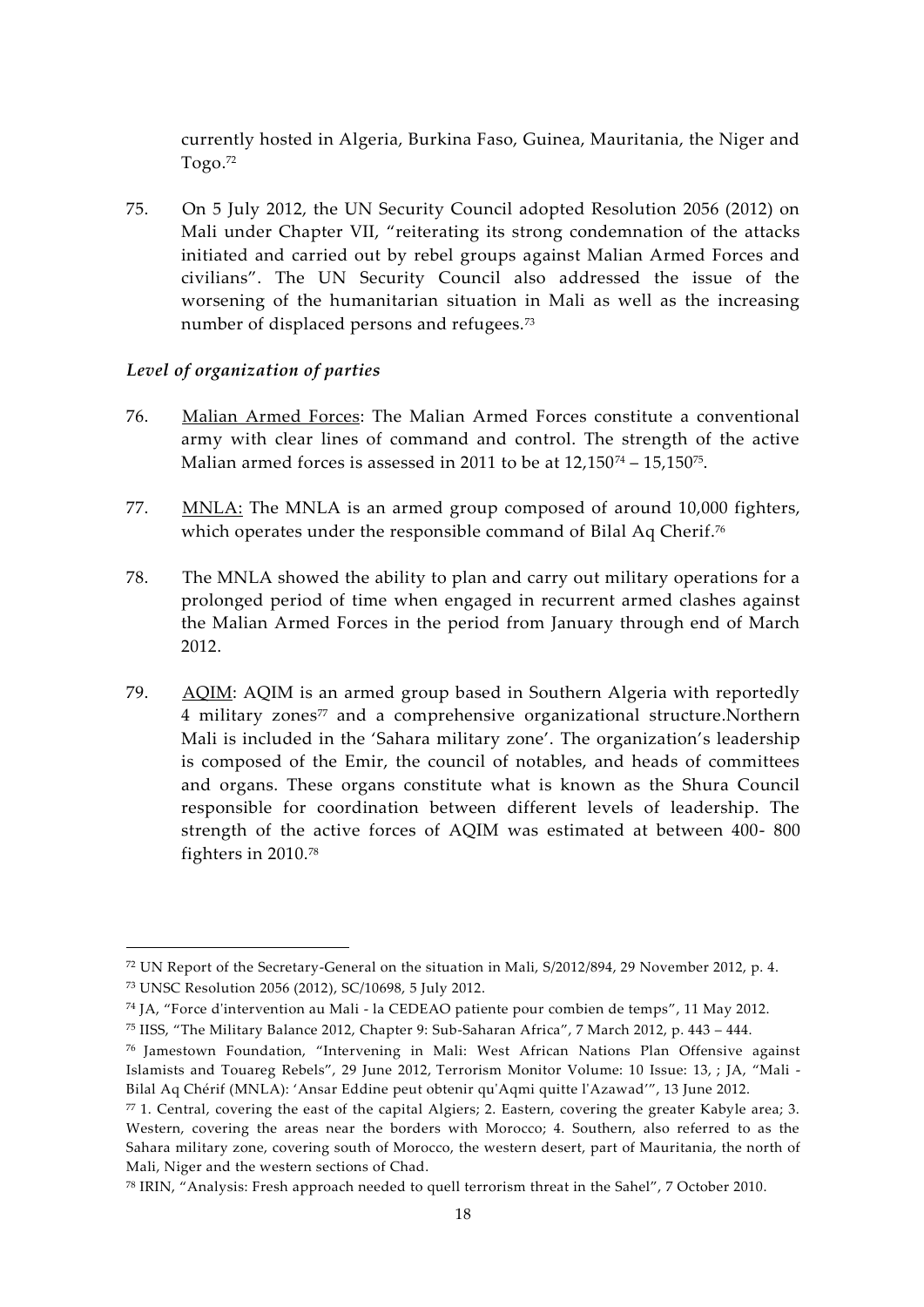currently hosted in Algeria, Burkina Faso, Guinea, Mauritania, the Niger and Togo.[72]

75. On 5 July 2012, the UN Security Council adopted Resolution 2056 (2012) on Mali under Chapter VII, "reiterating its strong condemnation of the attacks initiated and carried out by rebel groups against Malian Armed Forces and civilians". The UN Security Council also addressed the issue of the worsening of the humanitarian situation in Mali as well as the increasing number of displaced persons and refugees.[73]

*Level of organization of parties*

76. Malian Armed Forces: The Malian Armed Forces constitute a conventional army with clear lines of command and control. The strength of the active Malian armed forces is assessed in 2011 to be at 12,150[74] – 15,150[75].

77. MNLA: The MNLA is an armed group composed of around 10,000 fighters, which operates under the responsible command of Bilal Aq Cherif.[76]

78. The MNLA showed the ability to plan and carry out military operations for a prolonged period of time when engaged in recurrent armed clashes against the Malian Armed Forces in the period from January through end of March 2012.

79. AQIM: AQIM is an armed group based in Southern Algeria with reportedly 4 military zones[77] and a comprehensive organizational structure.Northern Mali is included in the 'Sahara military zone'. The organization's leadership is composed of the Emir, the council of notables, and heads of committees and organs. These organs constitute what is known as the Shura Council responsible for coordination between different levels of leadership. The strength of the active forces of AQIM was estimated at between 400- 800 fighters in 2010.[78]

---

[72] UN Report of the Secretary-General on the situation in Mali, S/2012/894, 29 November 2012, p. 4.

[73] UNSC Resolution 2056 (2012), SC/10698, 5 July 2012.

[74] JA, "Force d'intervention au Mali - la CEDEAO patiente pour combien de temps", 11 May 2012.

[75] IISS, "The Military Balance 2012, Chapter 9: Sub-Saharan Africa", 7 March 2012, p. 443 – 444.

[76] Jamestown Foundation, "Intervening in Mali: West African Nations Plan Offensive against Islamists and Touareg Rebels", 29 June 2012, Terrorism Monitor Volume: 10 Issue: 13, ; JA, "Mali - Bilal Aq Chérif (MNLA): 'Ansar Eddine peut obtenir qu'Aqmi quitte l'Azawad'", 13 June 2012.

[77] 1. Central, covering the east of the capital Algiers; 2. Eastern, covering the greater Kabyle area; 3. Western, covering the areas near the borders with Morocco; 4. Southern, also referred to as the Sahara military zone, covering south of Morocco, the western desert, part of Mauritania, the north of Mali, Niger and the western sections of Chad.

[78] IRIN, "Analysis: Fresh approach needed to quell terrorism threat in the Sahel", 7 October 2010.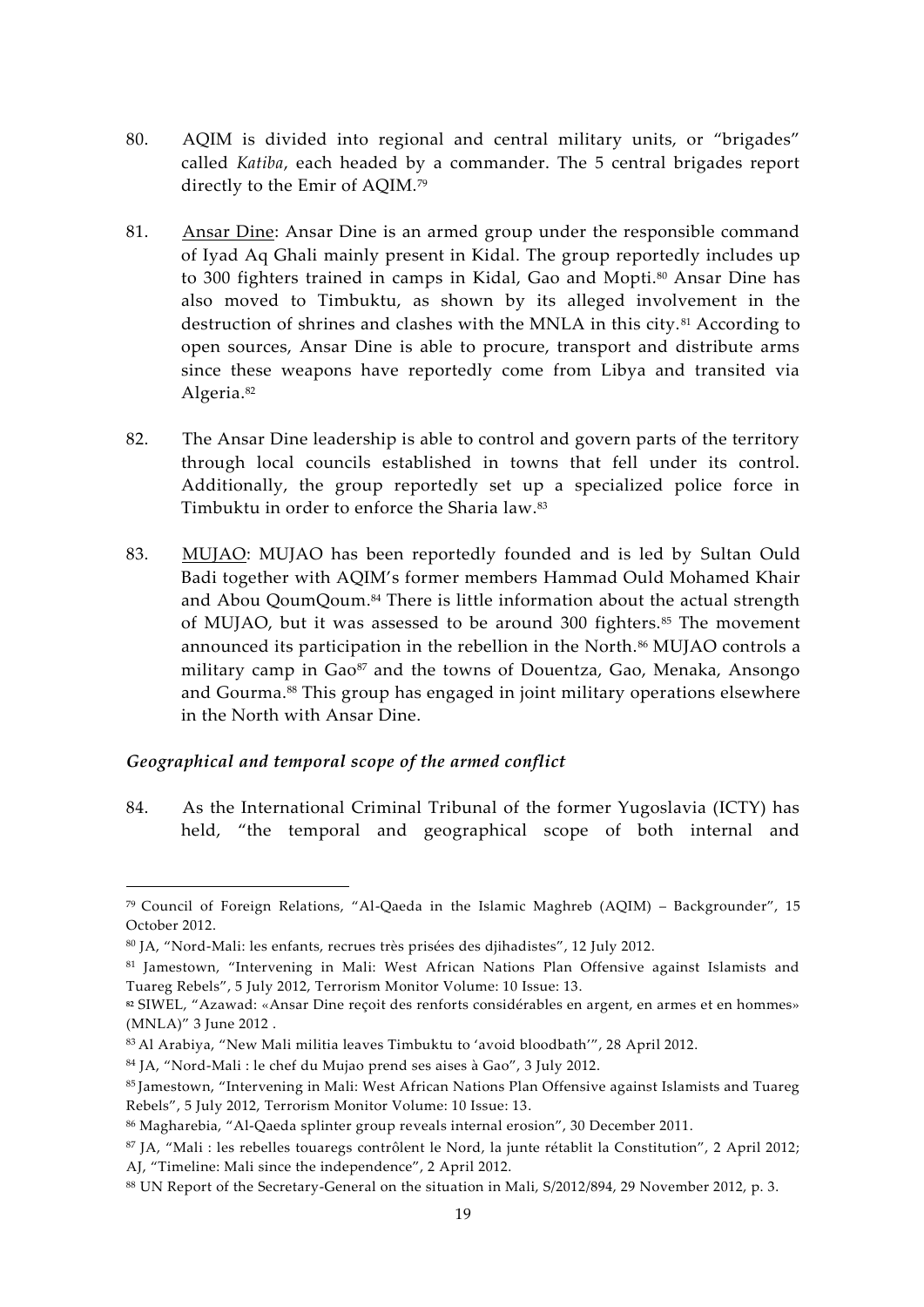80. AQIM is divided into regional and central military units, or "brigades" called *Katiba*, each headed by a commander. The 5 central brigades report directly to the Emir of AQIM.[79]

81. Ansar Dine: Ansar Dine is an armed group under the responsible command of Iyad Aq Ghali mainly present in Kidal. The group reportedly includes up to 300 fighters trained in camps in Kidal, Gao and Mopti.[80] Ansar Dine has also moved to Timbuktu, as shown by its alleged involvement in the destruction of shrines and clashes with the MNLA in this city.[81] According to open sources, Ansar Dine is able to procure, transport and distribute arms since these weapons have reportedly come from Libya and transited via Algeria.[82]

82. The Ansar Dine leadership is able to control and govern parts of the territory through local councils established in towns that fell under its control. Additionally, the group reportedly set up a specialized police force in Timbuktu in order to enforce the Sharia law.[83]

83. MUJAO: MUJAO has been reportedly founded and is led by Sultan Ould Badi together with AQIM's former members Hammad Ould Mohamed Khair and Abou QoumQoum.[84] There is little information about the actual strength of MUJAO, but it was assessed to be around 300 fighters.[85] The movement announced its participation in the rebellion in the North.[86] MUJAO controls a military camp in Gao[87] and the towns of Douentza, Gao, Menaka, Ansongo and Gourma.[88] This group has engaged in joint military operations elsewhere in the North with Ansar Dine.

### *Geographical and temporal scope of the armed conflict*

84. As the International Criminal Tribunal of the former Yugoslavia (ICTY) has held, "the temporal and geographical scope of both internal and

---

[79] Council of Foreign Relations, "Al-Qaeda in the Islamic Maghreb (AQIM) – Backgrounder", 15 October 2012.

[80] JA, "Nord-Mali: les enfants, recrues très prisées des djihadistes", 12 July 2012.

[81] Jamestown, "Intervening in Mali: West African Nations Plan Offensive against Islamists and Tuareg Rebels", 5 July 2012, Terrorism Monitor Volume: 10 Issue: 13.

[82] SIWEL, "Azawad: «Ansar Dine reçoit des renforts considérables en argent, en armes et en hommes» (MNLA)" 3 June 2012 .

[83] Al Arabiya, "New Mali militia leaves Timbuktu to 'avoid bloodbath'", 28 April 2012.

[84] JA, "Nord-Mali : le chef du Mujao prend ses aises à Gao", 3 July 2012.

[85] Jamestown, "Intervening in Mali: West African Nations Plan Offensive against Islamists and Tuareg Rebels", 5 July 2012, Terrorism Monitor Volume: 10 Issue: 13.

[86] Magharebia, "Al-Qaeda splinter group reveals internal erosion", 30 December 2011.

[87] JA, "Mali : les rebelles touaregs contrôlent le Nord, la junte rétablit la Constitution", 2 April 2012; AJ, "Timeline: Mali since the independence", 2 April 2012.

[88] UN Report of the Secretary-General on the situation in Mali, S/2012/894, 29 November 2012, p. 3.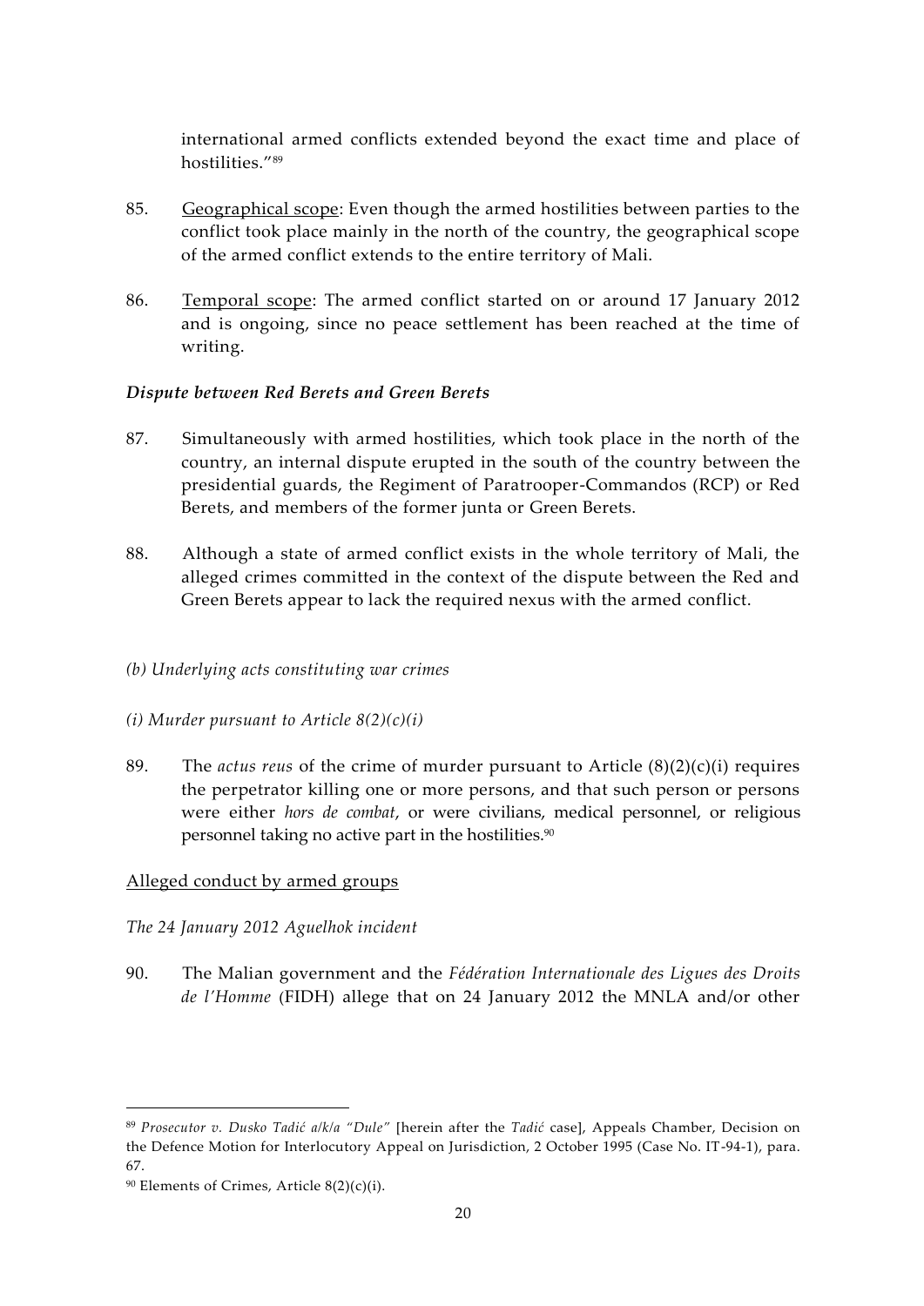international armed conflicts extended beyond the exact time and place of hostilities."[89]

85. Geographical scope: Even though the armed hostilities between parties to the conflict took place mainly in the north of the country, the geographical scope of the armed conflict extends to the entire territory of Mali.

86. Temporal scope: The armed conflict started on or around 17 January 2012 and is ongoing, since no peace settlement has been reached at the time of writing.

***Dispute between Red Berets and Green Berets***

87. Simultaneously with armed hostilities, which took place in the north of the country, an internal dispute erupted in the south of the country between the presidential guards, the Regiment of Paratrooper-Commandos (RCP) or Red Berets, and members of the former junta or Green Berets.

88. Although a state of armed conflict exists in the whole territory of Mali, the alleged crimes committed in the context of the dispute between the Red and Green Berets appear to lack the required nexus with the armed conflict.

*(b) Underlying acts constituting war crimes*

*(i) Murder pursuant to Article 8(2)(c)(i)*

89. The *actus reus* of the crime of murder pursuant to Article (8)(2)(c)(i) requires the perpetrator killing one or more persons, and that such person or persons were either *hors de combat*, or were civilians, medical personnel, or religious personnel taking no active part in the hostilities.[90]

Alleged conduct by armed groups

*The 24 January 2012 Aguelhok incident*

90. The Malian government and the *Fédération Internationale des Ligues des Droits de l'Homme* (FIDH) allege that on 24 January 2012 the MNLA and/or other

---

[89] *Prosecutor v. Dusko Tadić a/k/a "Dule"* [herein after the *Tadić* case], Appeals Chamber, Decision on the Defence Motion for Interlocutory Appeal on Jurisdiction, 2 October 1995 (Case No. IT-94-1), para. 67.

[90] Elements of Crimes, Article 8(2)(c)(i).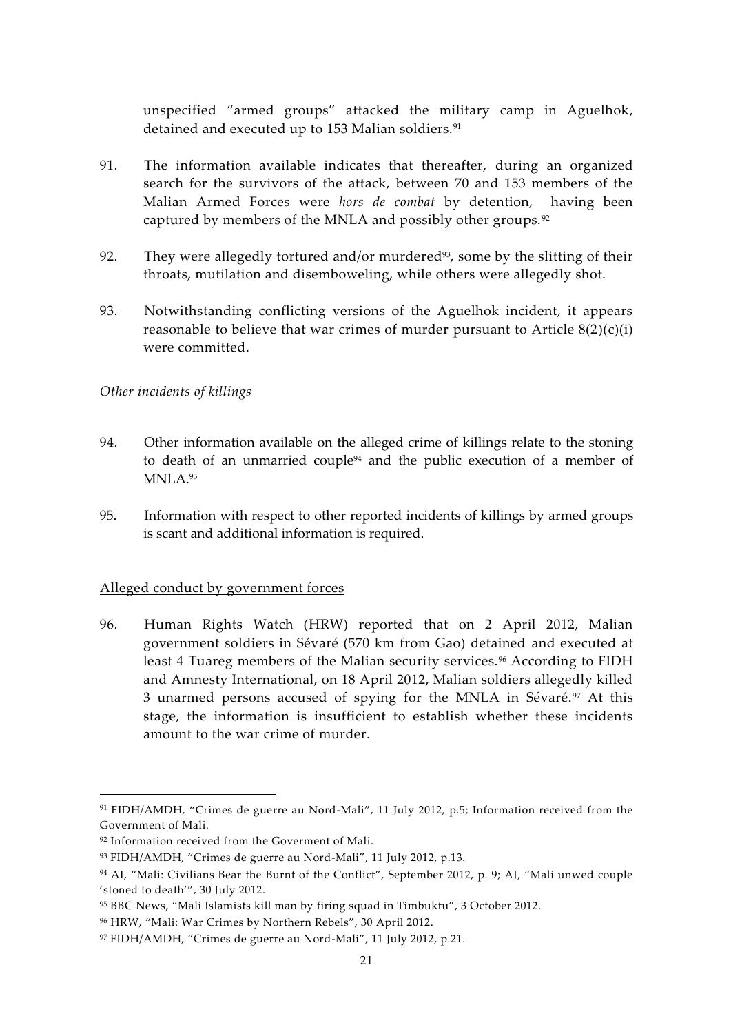unspecified "armed groups" attacked the military camp in Aguelhok, detained and executed up to 153 Malian soldiers.[91]

91. The information available indicates that thereafter, during an organized search for the survivors of the attack, between 70 and 153 members of the Malian Armed Forces were *hors de combat* by detention, having been captured by members of the MNLA and possibly other groups.[92]

92. They were allegedly tortured and/or murdered[93], some by the slitting of their throats, mutilation and disemboweling, while others were allegedly shot.

93. Notwithstanding conflicting versions of the Aguelhok incident, it appears reasonable to believe that war crimes of murder pursuant to Article 8(2)(c)(i) were committed.

*Other incidents of killings*

94. Other information available on the alleged crime of killings relate to the stoning to death of an unmarried couple[94] and the public execution of a member of MNLA.[95]

95. Information with respect to other reported incidents of killings by armed groups is scant and additional information is required.

Alleged conduct by government forces

96. Human Rights Watch (HRW) reported that on 2 April 2012, Malian government soldiers in Sévaré (570 km from Gao) detained and executed at least 4 Tuareg members of the Malian security services.[96] According to FIDH and Amnesty International, on 18 April 2012, Malian soldiers allegedly killed 3 unarmed persons accused of spying for the MNLA in Sévaré.[97] At this stage, the information is insufficient to establish whether these incidents amount to the war crime of murder.

---

[91] FIDH/AMDH, "Crimes de guerre au Nord-Mali", 11 July 2012, p.5; Information received from the Government of Mali.

[92] Information received from the Goverment of Mali.

[93] FIDH/AMDH, "Crimes de guerre au Nord-Mali", 11 July 2012, p.13.

[94] AI, "Mali: Civilians Bear the Burnt of the Conflict", September 2012, p. 9; AJ, "Mali unwed couple 'stoned to death'", 30 July 2012.

[95] BBC News, "Mali Islamists kill man by firing squad in Timbuktu", 3 October 2012.

[96] HRW, "Mali: War Crimes by Northern Rebels", 30 April 2012.

[97] FIDH/AMDH, "Crimes de guerre au Nord-Mali", 11 July 2012, p.21.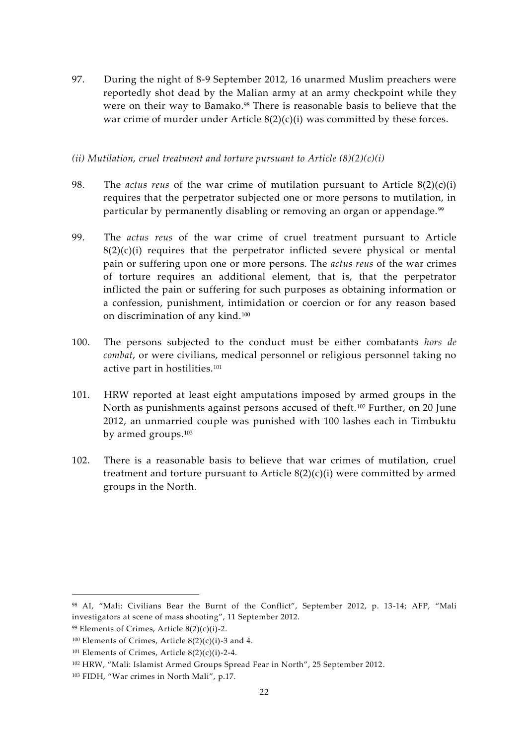97. During the night of 8-9 September 2012, 16 unarmed Muslim preachers were reportedly shot dead by the Malian army at an army checkpoint while they were on their way to Bamako.[98] There is reasonable basis to believe that the war crime of murder under Article 8(2)(c)(i) was committed by these forces.

*(ii) Mutilation, cruel treatment and torture pursuant to Article (8)(2)(c)(i)*

98. The *actus reus* of the war crime of mutilation pursuant to Article 8(2)(c)(i) requires that the perpetrator subjected one or more persons to mutilation, in particular by permanently disabling or removing an organ or appendage.[99]

99. The *actus reus* of the war crime of cruel treatment pursuant to Article 8(2)(c)(i) requires that the perpetrator inflicted severe physical or mental pain or suffering upon one or more persons. The *actus reus* of the war crimes of torture requires an additional element, that is, that the perpetrator inflicted the pain or suffering for such purposes as obtaining information or a confession, punishment, intimidation or coercion or for any reason based on discrimination of any kind.[100]

100. The persons subjected to the conduct must be either combatants *hors de combat*, or were civilians, medical personnel or religious personnel taking no active part in hostilities.[101]

101. HRW reported at least eight amputations imposed by armed groups in the North as punishments against persons accused of theft.[102] Further, on 20 June 2012, an unmarried couple was punished with 100 lashes each in Timbuktu by armed groups.[103]

102. There is a reasonable basis to believe that war crimes of mutilation, cruel treatment and torture pursuant to Article 8(2)(c)(i) were committed by armed groups in the North.

---

[98] AI, "Mali: Civilians Bear the Burnt of the Conflict", September 2012, p. 13-14; AFP, "Mali investigators at scene of mass shooting", 11 September 2012.

[99] Elements of Crimes, Article 8(2)(c)(i)-2.

[100] Elements of Crimes, Article 8(2)(c)(i)-3 and 4.

[101] Elements of Crimes, Article 8(2)(c)(i)-2-4.

[102] HRW, "Mali: Islamist Armed Groups Spread Fear in North", 25 September 2012.

[103] FIDH, "War crimes in North Mali", p.17.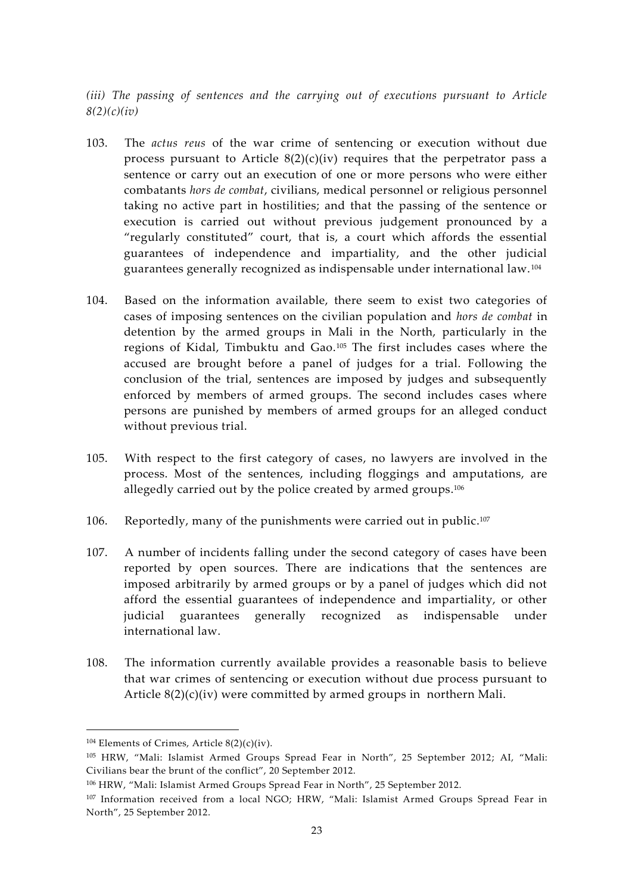*(iii) The passing of sentences and the carrying out of executions pursuant to Article 8(2)(c)(iv)*

103. The *actus reus* of the war crime of sentencing or execution without due process pursuant to Article 8(2)(c)(iv) requires that the perpetrator pass a sentence or carry out an execution of one or more persons who were either combatants *hors de combat*, civilians, medical personnel or religious personnel taking no active part in hostilities; and that the passing of the sentence or execution is carried out without previous judgement pronounced by a "regularly constituted" court, that is, a court which affords the essential guarantees of independence and impartiality, and the other judicial guarantees generally recognized as indispensable under international law.[104]

104. Based on the information available, there seem to exist two categories of cases of imposing sentences on the civilian population and *hors de combat* in detention by the armed groups in Mali in the North, particularly in the regions of Kidal, Timbuktu and Gao.[105] The first includes cases where the accused are brought before a panel of judges for a trial. Following the conclusion of the trial, sentences are imposed by judges and subsequently enforced by members of armed groups. The second includes cases where persons are punished by members of armed groups for an alleged conduct without previous trial.

105. With respect to the first category of cases, no lawyers are involved in the process. Most of the sentences, including floggings and amputations, are allegedly carried out by the police created by armed groups.[106]

106. Reportedly, many of the punishments were carried out in public.[107]

107. A number of incidents falling under the second category of cases have been reported by open sources. There are indications that the sentences are imposed arbitrarily by armed groups or by a panel of judges which did not afford the essential guarantees of independence and impartiality, or other judicial guarantees generally recognized as indispensable under international law.

108. The information currently available provides a reasonable basis to believe that war crimes of sentencing or execution without due process pursuant to Article 8(2)(c)(iv) were committed by armed groups in northern Mali.

---

[104] Elements of Crimes, Article 8(2)(c)(iv).

[105] HRW, "Mali: Islamist Armed Groups Spread Fear in North", 25 September 2012; AI, "Mali: Civilians bear the brunt of the conflict", 20 September 2012.

[106] HRW, "Mali: Islamist Armed Groups Spread Fear in North", 25 September 2012.

[107] Information received from a local NGO; HRW, "Mali: Islamist Armed Groups Spread Fear in North", 25 September 2012.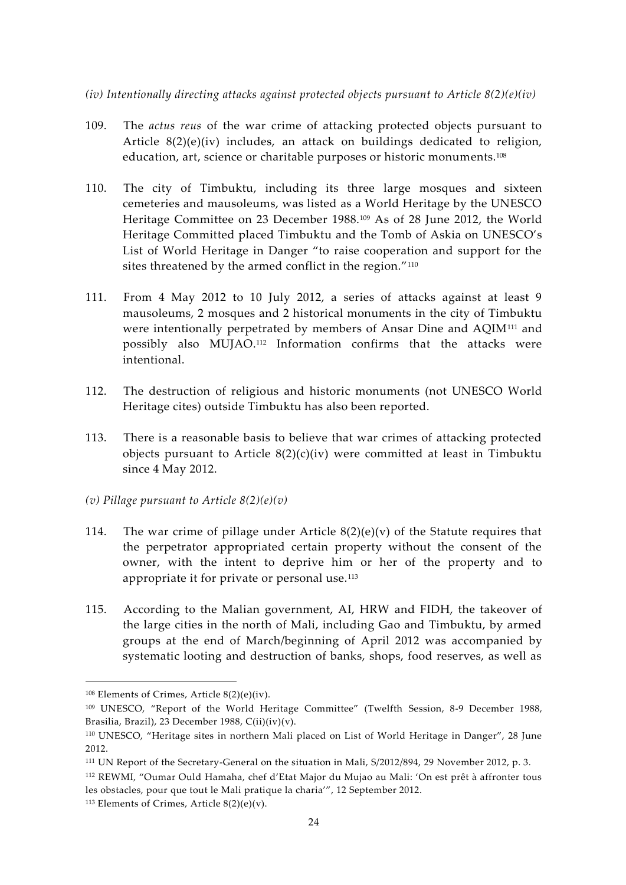*(iv) Intentionally directing attacks against protected objects pursuant to Article 8(2)(e)(iv)*

109. The *actus reus* of the war crime of attacking protected objects pursuant to Article 8(2)(e)(iv) includes, an attack on buildings dedicated to religion, education, art, science or charitable purposes or historic monuments.[108]

110. The city of Timbuktu, including its three large mosques and sixteen cemeteries and mausoleums, was listed as a World Heritage by the UNESCO Heritage Committee on 23 December 1988.[109] As of 28 June 2012, the World Heritage Committed placed Timbuktu and the Tomb of Askia on UNESCO's List of World Heritage in Danger "to raise cooperation and support for the sites threatened by the armed conflict in the region."[110]

111. From 4 May 2012 to 10 July 2012, a series of attacks against at least 9 mausoleums, 2 mosques and 2 historical monuments in the city of Timbuktu were intentionally perpetrated by members of Ansar Dine and AQIM[111] and possibly also MUJAO.[112] Information confirms that the attacks were intentional.

112. The destruction of religious and historic monuments (not UNESCO World Heritage cites) outside Timbuktu has also been reported.

113. There is a reasonable basis to believe that war crimes of attacking protected objects pursuant to Article 8(2)(c)(iv) were committed at least in Timbuktu since 4 May 2012.

*(v) Pillage pursuant to Article 8(2)(e)(v)*

114. The war crime of pillage under Article 8(2)(e)(v) of the Statute requires that the perpetrator appropriated certain property without the consent of the owner, with the intent to deprive him or her of the property and to appropriate it for private or personal use.[113]

115. According to the Malian government, AI, HRW and FIDH, the takeover of the large cities in the north of Mali, including Gao and Timbuktu, by armed groups at the end of March/beginning of April 2012 was accompanied by systematic looting and destruction of banks, shops, food reserves, as well as

---

[108] Elements of Crimes, Article 8(2)(e)(iv).

[109] UNESCO, "Report of the World Heritage Committee" (Twelfth Session, 8-9 December 1988, Brasilia, Brazil), 23 December 1988, C(ii)(iv)(v).

[110] UNESCO, "Heritage sites in northern Mali placed on List of World Heritage in Danger", 28 June 2012.

[111] UN Report of the Secretary-General on the situation in Mali, S/2012/894, 29 November 2012, p. 3.

[112] REWMI, "Oumar Ould Hamaha, chef d'Etat Major du Mujao au Mali: 'On est prêt à affronter tous les obstacles, pour que tout le Mali pratique la charia'", 12 September 2012.

[113] Elements of Crimes, Article 8(2)(e)(v).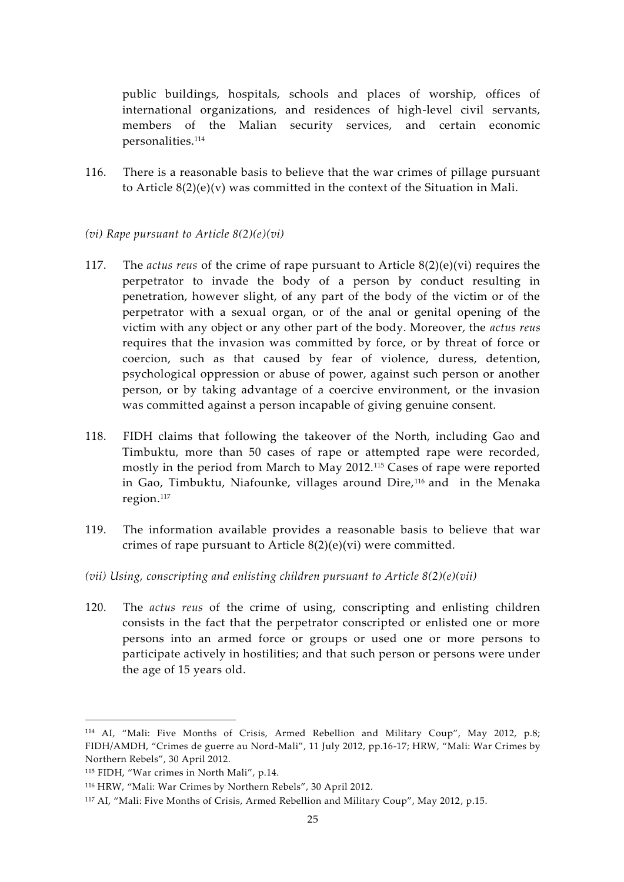public buildings, hospitals, schools and places of worship, offices of international organizations, and residences of high-level civil servants, members of the Malian security services, and certain economic personalities.[114]

116. There is a reasonable basis to believe that the war crimes of pillage pursuant to Article 8(2)(e)(v) was committed in the context of the Situation in Mali.

*(vi) Rape pursuant to Article 8(2)(e)(vi)*

117. The *actus reus* of the crime of rape pursuant to Article 8(2)(e)(vi) requires the perpetrator to invade the body of a person by conduct resulting in penetration, however slight, of any part of the body of the victim or of the perpetrator with a sexual organ, or of the anal or genital opening of the victim with any object or any other part of the body. Moreover, the *actus reus* requires that the invasion was committed by force, or by threat of force or coercion, such as that caused by fear of violence, duress, detention, psychological oppression or abuse of power, against such person or another person, or by taking advantage of a coercive environment, or the invasion was committed against a person incapable of giving genuine consent.

118. FIDH claims that following the takeover of the North, including Gao and Timbuktu, more than 50 cases of rape or attempted rape were recorded, mostly in the period from March to May 2012.[115] Cases of rape were reported in Gao, Timbuktu, Niafounke, villages around Dire,[116] and in the Menaka region.[117]

119. The information available provides a reasonable basis to believe that war crimes of rape pursuant to Article 8(2)(e)(vi) were committed.

*(vii) Using, conscripting and enlisting children pursuant to Article 8(2)(e)(vii)*

120. The *actus reus* of the crime of using, conscripting and enlisting children consists in the fact that the perpetrator conscripted or enlisted one or more persons into an armed force or groups or used one or more persons to participate actively in hostilities; and that such person or persons were under the age of 15 years old.

---

[114] AI, "Mali: Five Months of Crisis, Armed Rebellion and Military Coup", May 2012, p.8; FIDH/AMDH, "Crimes de guerre au Nord-Mali", 11 July 2012, pp.16-17; HRW, "Mali: War Crimes by Northern Rebels", 30 April 2012.

[115] FIDH, "War crimes in North Mali", p.14.

[116] HRW, "Mali: War Crimes by Northern Rebels", 30 April 2012.

[117] AI, "Mali: Five Months of Crisis, Armed Rebellion and Military Coup", May 2012, p.15.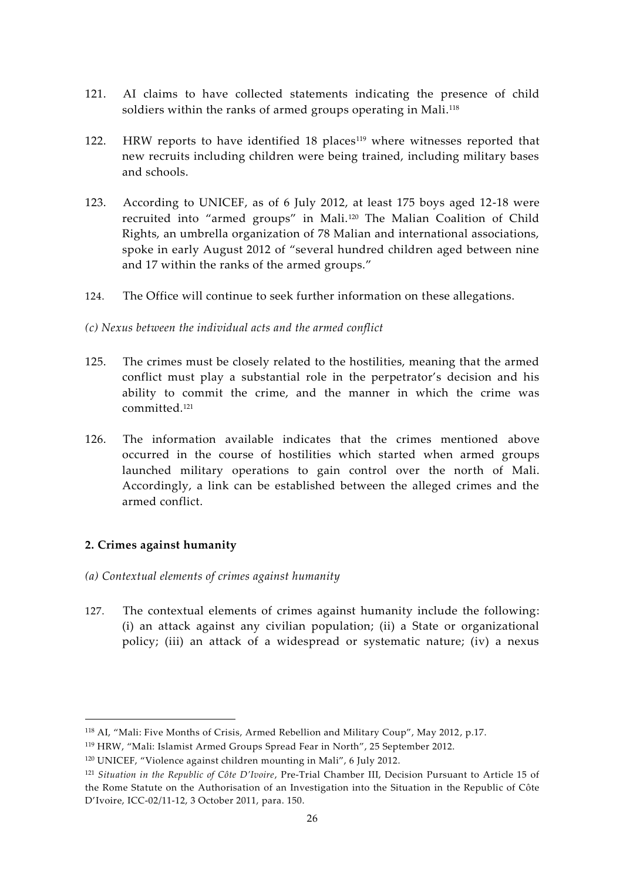121. AI claims to have collected statements indicating the presence of child soldiers within the ranks of armed groups operating in Mali.[118]

122. HRW reports to have identified 18 places[119] where witnesses reported that new recruits including children were being trained, including military bases and schools.

123. According to UNICEF, as of 6 July 2012, at least 175 boys aged 12-18 were recruited into "armed groups" in Mali.[120] The Malian Coalition of Child Rights, an umbrella organization of 78 Malian and international associations, spoke in early August 2012 of "several hundred children aged between nine and 17 within the ranks of the armed groups."

124. The Office will continue to seek further information on these allegations.

*(c) Nexus between the individual acts and the armed conflict*

125. The crimes must be closely related to the hostilities, meaning that the armed conflict must play a substantial role in the perpetrator's decision and his ability to commit the crime, and the manner in which the crime was committed.[121]

126. The information available indicates that the crimes mentioned above occurred in the course of hostilities which started when armed groups launched military operations to gain control over the north of Mali. Accordingly, a link can be established between the alleged crimes and the armed conflict.

**2. Crimes against humanity**

*(a) Contextual elements of crimes against humanity*

127. The contextual elements of crimes against humanity include the following: (i) an attack against any civilian population; (ii) a State or organizational policy; (iii) an attack of a widespread or systematic nature; (iv) a nexus

---

[118] AI, "Mali: Five Months of Crisis, Armed Rebellion and Military Coup", May 2012, p.17.

[119] HRW, "Mali: Islamist Armed Groups Spread Fear in North", 25 September 2012.

[120] UNICEF, "Violence against children mounting in Mali", 6 July 2012.

[121] *Situation in the Republic of Côte D'Ivoire*, Pre-Trial Chamber III, Decision Pursuant to Article 15 of the Rome Statute on the Authorisation of an Investigation into the Situation in the Republic of Côte D'Ivoire, ICC-02/11-12, 3 October 2011, para. 150.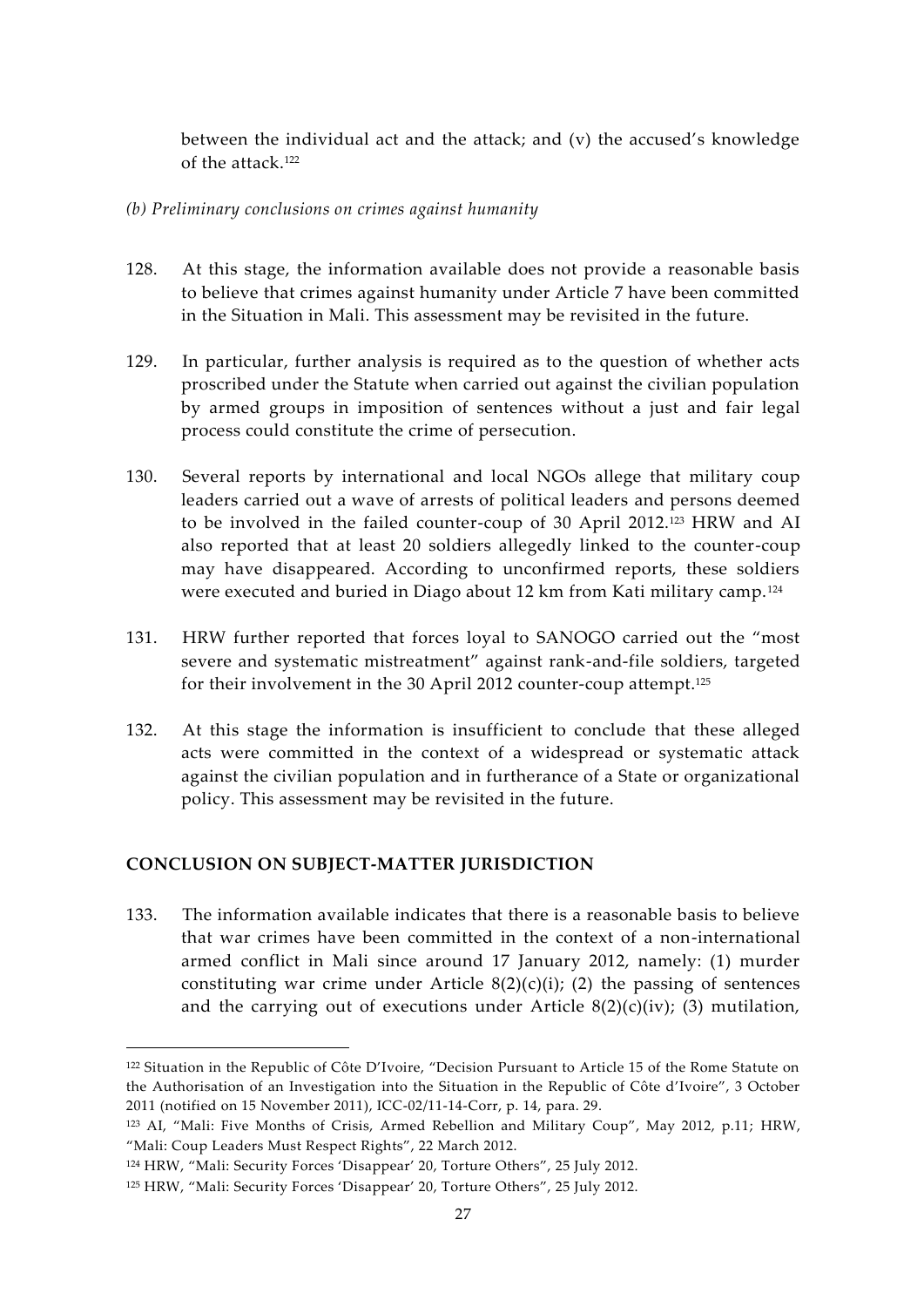between the individual act and the attack; and (v) the accused's knowledge of the attack.[122]

*(b) Preliminary conclusions on crimes against humanity*

128. At this stage, the information available does not provide a reasonable basis to believe that crimes against humanity under Article 7 have been committed in the Situation in Mali. This assessment may be revisited in the future.

129. In particular, further analysis is required as to the question of whether acts proscribed under the Statute when carried out against the civilian population by armed groups in imposition of sentences without a just and fair legal process could constitute the crime of persecution.

130. Several reports by international and local NGOs allege that military coup leaders carried out a wave of arrests of political leaders and persons deemed to be involved in the failed counter-coup of 30 April 2012.[123] HRW and AI also reported that at least 20 soldiers allegedly linked to the counter-coup may have disappeared. According to unconfirmed reports, these soldiers were executed and buried in Diago about 12 km from Kati military camp.[124]

131. HRW further reported that forces loyal to SANOGO carried out the "most severe and systematic mistreatment" against rank-and-file soldiers, targeted for their involvement in the 30 April 2012 counter-coup attempt.[125]

132. At this stage the information is insufficient to conclude that these alleged acts were committed in the context of a widespread or systematic attack against the civilian population and in furtherance of a State or organizational policy. This assessment may be revisited in the future.

## CONCLUSION ON SUBJECT-MATTER JURISDICTION

133. The information available indicates that there is a reasonable basis to believe that war crimes have been committed in the context of a non-international armed conflict in Mali since around 17 January 2012, namely: (1) murder constituting war crime under Article 8(2)(c)(i); (2) the passing of sentences and the carrying out of executions under Article 8(2)(c)(iv); (3) mutilation,

---

[122] Situation in the Republic of Côte D'Ivoire, "Decision Pursuant to Article 15 of the Rome Statute on the Authorisation of an Investigation into the Situation in the Republic of Côte d'Ivoire", 3 October 2011 (notified on 15 November 2011), ICC-02/11-14-Corr, p. 14, para. 29.

[123] AI, "Mali: Five Months of Crisis, Armed Rebellion and Military Coup", May 2012, p.11; HRW, "Mali: Coup Leaders Must Respect Rights", 22 March 2012.

[124] HRW, "Mali: Security Forces 'Disappear' 20, Torture Others", 25 July 2012.

[125] HRW, "Mali: Security Forces 'Disappear' 20, Torture Others", 25 July 2012.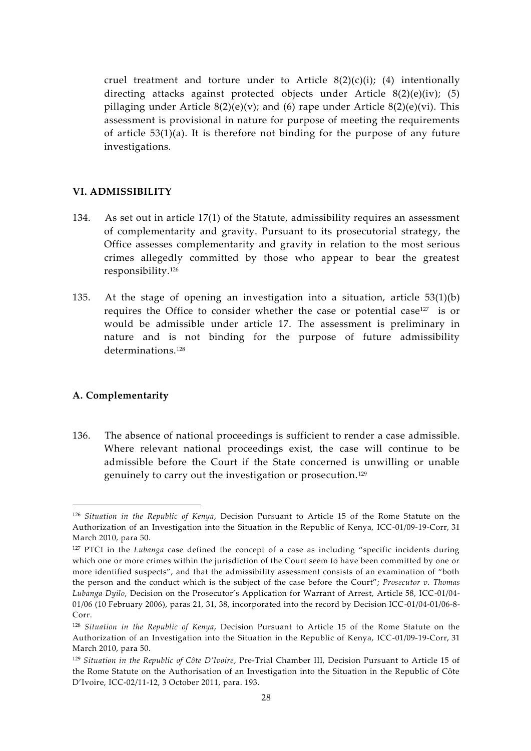cruel treatment and torture under to Article 8(2)(c)(i); (4) intentionally directing attacks against protected objects under Article 8(2)(e)(iv); (5) pillaging under Article 8(2)(e)(v); and (6) rape under Article 8(2)(e)(vi). This assessment is provisional in nature for purpose of meeting the requirements of article 53(1)(a). It is therefore not binding for the purpose of any future investigations.

## VI. ADMISSIBILITY

134. As set out in article 17(1) of the Statute, admissibility requires an assessment of complementarity and gravity. Pursuant to its prosecutorial strategy, the Office assesses complementarity and gravity in relation to the most serious crimes allegedly committed by those who appear to bear the greatest responsibility.[126]

135. At the stage of opening an investigation into a situation, article 53(1)(b) requires the Office to consider whether the case or potential case[127] is or would be admissible under article 17. The assessment is preliminary in nature and is not binding for the purpose of future admissibility determinations.[128]

### A. Complementarity

136. The absence of national proceedings is sufficient to render a case admissible. Where relevant national proceedings exist, the case will continue to be admissible before the Court if the State concerned is unwilling or unable genuinely to carry out the investigation or prosecution.[129]

---

[126] *Situation in the Republic of Kenya*, Decision Pursuant to Article 15 of the Rome Statute on the Authorization of an Investigation into the Situation in the Republic of Kenya, ICC-01/09-19-Corr, 31 March 2010, para 50.

[127] PTCI in the *Lubanga* case defined the concept of a case as including "specific incidents during which one or more crimes within the jurisdiction of the Court seem to have been committed by one or more identified suspects", and that the admissibility assessment consists of an examination of "both the person and the conduct which is the subject of the case before the Court"; *Prosecutor v. Thomas Lubanga Dyilo*, Decision on the Prosecutor's Application for Warrant of Arrest, Article 58, ICC-01/04-01/06 (10 February 2006), paras 21, 31, 38, incorporated into the record by Decision ICC-01/04-01/06-8-Corr.

[128] *Situation in the Republic of Kenya*, Decision Pursuant to Article 15 of the Rome Statute on the Authorization of an Investigation into the Situation in the Republic of Kenya, ICC-01/09-19-Corr, 31 March 2010, para 50.

[129] *Situation in the Republic of Côte D'Ivoire*, Pre-Trial Chamber III, Decision Pursuant to Article 15 of the Rome Statute on the Authorisation of an Investigation into the Situation in the Republic of Côte D'Ivoire, ICC-02/11-12, 3 October 2011, para. 193.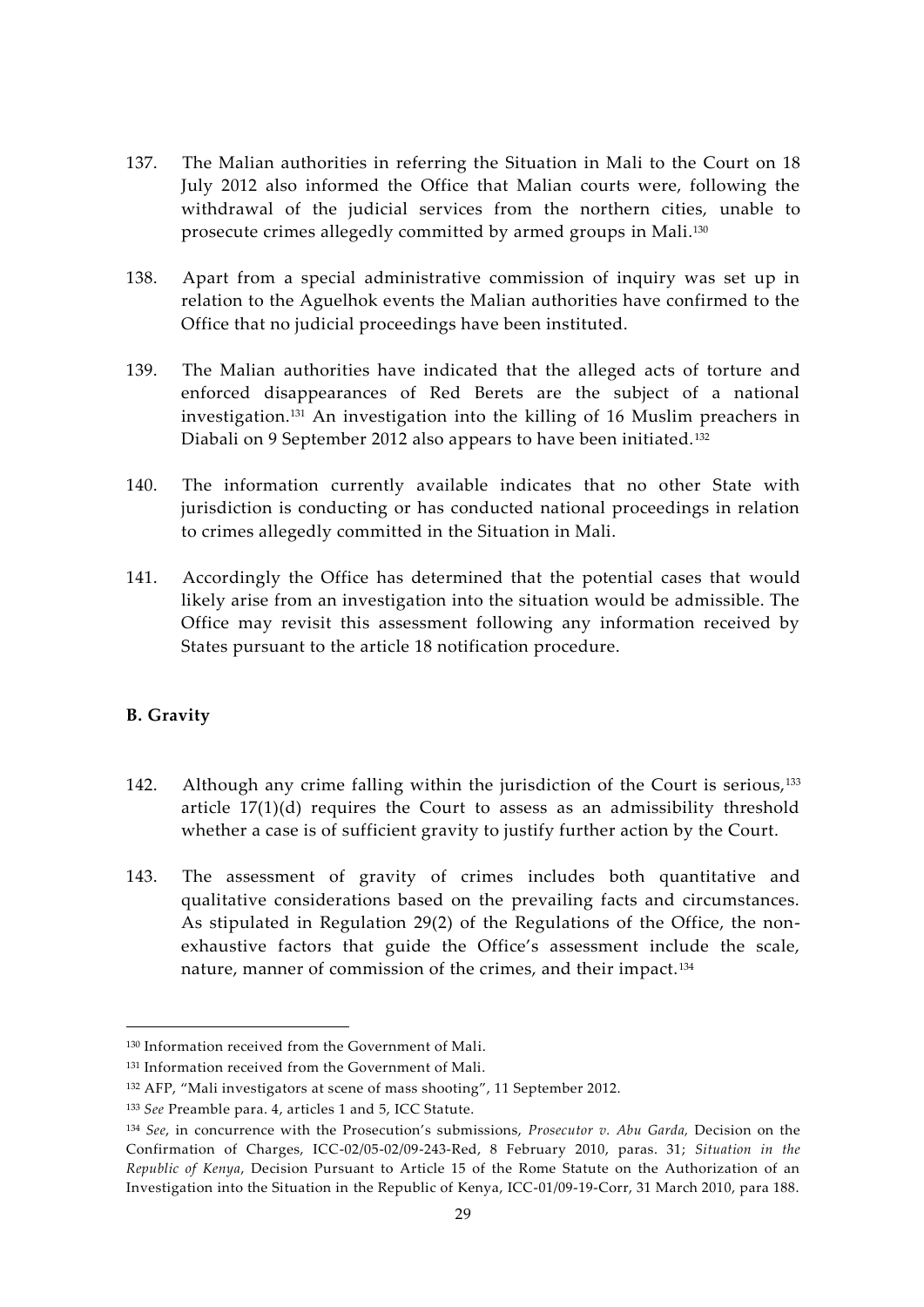137. The Malian authorities in referring the Situation in Mali to the Court on 18 July 2012 also informed the Office that Malian courts were, following the withdrawal of the judicial services from the northern cities, unable to prosecute crimes allegedly committed by armed groups in Mali.[130]

138. Apart from a special administrative commission of inquiry was set up in relation to the Aguelhok events the Malian authorities have confirmed to the Office that no judicial proceedings have been instituted.

139. The Malian authorities have indicated that the alleged acts of torture and enforced disappearances of Red Berets are the subject of a national investigation.[131] An investigation into the killing of 16 Muslim preachers in Diabali on 9 September 2012 also appears to have been initiated.[132]

140. The information currently available indicates that no other State with jurisdiction is conducting or has conducted national proceedings in relation to crimes allegedly committed in the Situation in Mali.

141. Accordingly the Office has determined that the potential cases that would likely arise from an investigation into the situation would be admissible. The Office may revisit this assessment following any information received by States pursuant to the article 18 notification procedure.

### B. Gravity

142. Although any crime falling within the jurisdiction of the Court is serious,[133] article 17(1)(d) requires the Court to assess as an admissibility threshold whether a case is of sufficient gravity to justify further action by the Court.

143. The assessment of gravity of crimes includes both quantitative and qualitative considerations based on the prevailing facts and circumstances. As stipulated in Regulation 29(2) of the Regulations of the Office, the non-exhaustive factors that guide the Office's assessment include the scale, nature, manner of commission of the crimes, and their impact.[134]

---

[130] Information received from the Government of Mali.

[131] Information received from the Government of Mali.

[132] AFP, "Mali investigators at scene of mass shooting", 11 September 2012.

[133] *See* Preamble para. 4, articles 1 and 5, ICC Statute.

[134] *See*, in concurrence with the Prosecution's submissions, *Prosecutor v. Abu Garda,* Decision on the Confirmation of Charges, ICC-02/05-02/09-243-Red, 8 February 2010, paras. 31; *Situation in the Republic of Kenya*, Decision Pursuant to Article 15 of the Rome Statute on the Authorization of an Investigation into the Situation in the Republic of Kenya, ICC-01/09-19-Corr, 31 March 2010, para 188.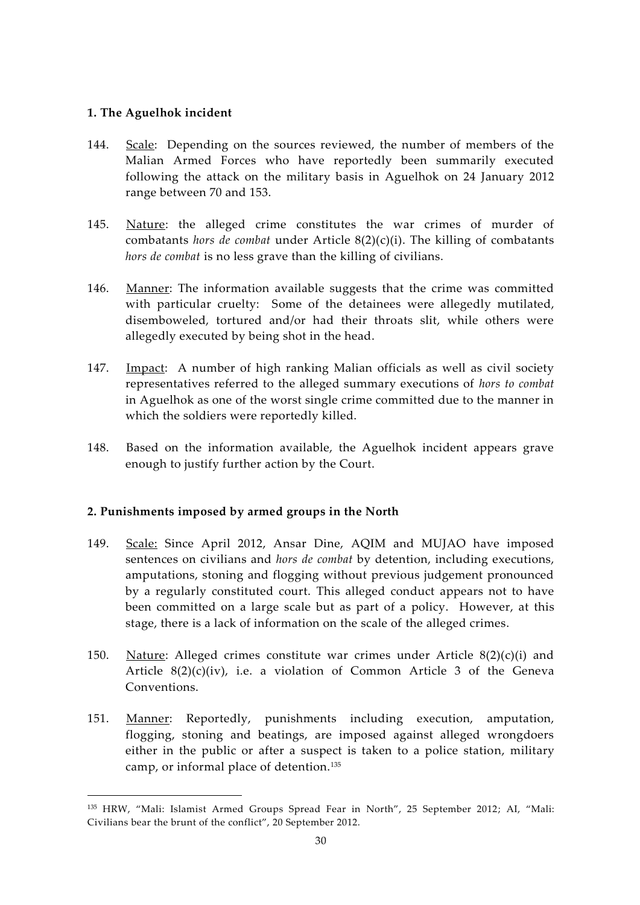### 1. The Aguelhok incident

144. Scale: Depending on the sources reviewed, the number of members of the Malian Armed Forces who have reportedly been summarily executed following the attack on the military basis in Aguelhok on 24 January 2012 range between 70 and 153.

145. Nature: the alleged crime constitutes the war crimes of murder of combatants *hors de combat* under Article 8(2)(c)(i). The killing of combatants *hors de combat* is no less grave than the killing of civilians.

146. Manner: The information available suggests that the crime was committed with particular cruelty: Some of the detainees were allegedly mutilated, disemboweled, tortured and/or had their throats slit, while others were allegedly executed by being shot in the head.

147. Impact: A number of high ranking Malian officials as well as civil society representatives referred to the alleged summary executions of *hors to combat* in Aguelhok as one of the worst single crime committed due to the manner in which the soldiers were reportedly killed.

148. Based on the information available, the Aguelhok incident appears grave enough to justify further action by the Court.

### 2. Punishments imposed by armed groups in the North

149. Scale: Since April 2012, Ansar Dine, AQIM and MUJAO have imposed sentences on civilians and *hors de combat* by detention, including executions, amputations, stoning and flogging without previous judgement pronounced by a regularly constituted court. This alleged conduct appears not to have been committed on a large scale but as part of a policy. However, at this stage, there is a lack of information on the scale of the alleged crimes.

150. Nature: Alleged crimes constitute war crimes under Article 8(2)(c)(i) and Article 8(2)(c)(iv), i.e. a violation of Common Article 3 of the Geneva Conventions.

151. Manner: Reportedly, punishments including execution, amputation, flogging, stoning and beatings, are imposed against alleged wrongdoers either in the public or after a suspect is taken to a police station, military camp, or informal place of detention.[135]

---

[135] HRW, "Mali: Islamist Armed Groups Spread Fear in North", 25 September 2012; AI, "Mali: Civilians bear the brunt of the conflict", 20 September 2012.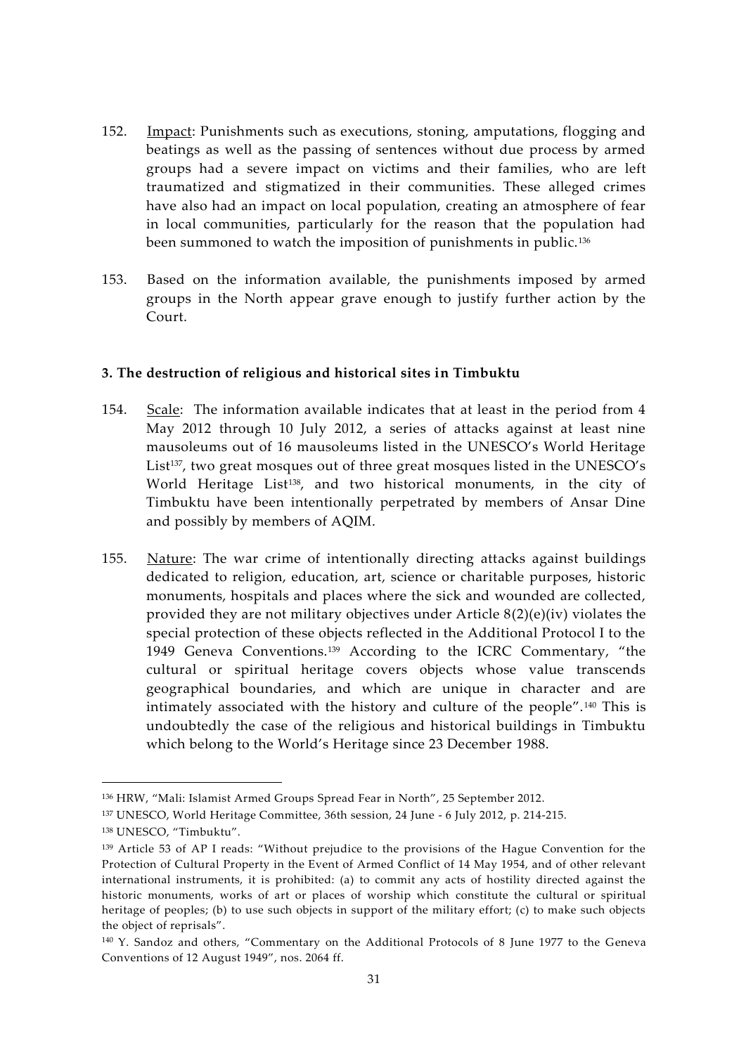152. Impact: Punishments such as executions, stoning, amputations, flogging and beatings as well as the passing of sentences without due process by armed groups had a severe impact on victims and their families, who are left traumatized and stigmatized in their communities. These alleged crimes have also had an impact on local population, creating an atmosphere of fear in local communities, particularly for the reason that the population had been summoned to watch the imposition of punishments in public.[136]

153. Based on the information available, the punishments imposed by armed groups in the North appear grave enough to justify further action by the Court.

### 3. The destruction of religious and historical sites in Timbuktu

154. Scale: The information available indicates that at least in the period from 4 May 2012 through 10 July 2012, a series of attacks against at least nine mausoleums out of 16 mausoleums listed in the UNESCO's World Heritage List[137], two great mosques out of three great mosques listed in the UNESCO's World Heritage List[138], and two historical monuments, in the city of Timbuktu have been intentionally perpetrated by members of Ansar Dine and possibly by members of AQIM.

155. Nature: The war crime of intentionally directing attacks against buildings dedicated to religion, education, art, science or charitable purposes, historic monuments, hospitals and places where the sick and wounded are collected, provided they are not military objectives under Article 8(2)(e)(iv) violates the special protection of these objects reflected in the Additional Protocol I to the 1949 Geneva Conventions.[139] According to the ICRC Commentary, "the cultural or spiritual heritage covers objects whose value transcends geographical boundaries, and which are unique in character and are intimately associated with the history and culture of the people".[140] This is undoubtedly the case of the religious and historical buildings in Timbuktu which belong to the World's Heritage since 23 December 1988.

---

[136] HRW, "Mali: Islamist Armed Groups Spread Fear in North", 25 September 2012.

[137] UNESCO, World Heritage Committee, 36th session, 24 June - 6 July 2012, p. 214-215.

[138] UNESCO, "Timbuktu".

[139] Article 53 of AP I reads: "Without prejudice to the provisions of the Hague Convention for the Protection of Cultural Property in the Event of Armed Conflict of 14 May 1954, and of other relevant international instruments, it is prohibited: (a) to commit any acts of hostility directed against the historic monuments, works of art or places of worship which constitute the cultural or spiritual heritage of peoples; (b) to use such objects in support of the military effort; (c) to make such objects the object of reprisals".

[140] Y. Sandoz and others, "Commentary on the Additional Protocols of 8 June 1977 to the Geneva Conventions of 12 August 1949", nos. 2064 ff.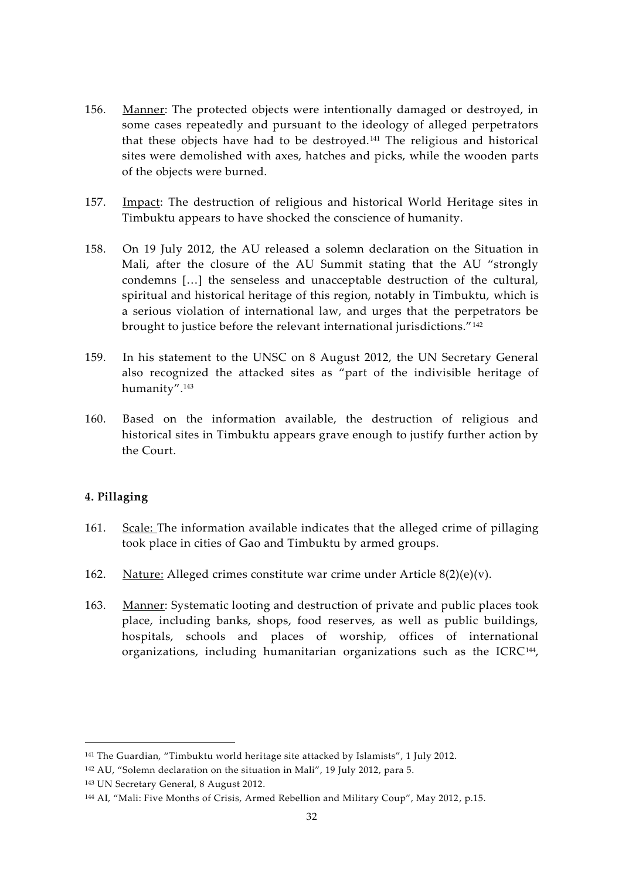156. Manner: The protected objects were intentionally damaged or destroyed, in some cases repeatedly and pursuant to the ideology of alleged perpetrators that these objects have had to be destroyed.[141] The religious and historical sites were demolished with axes, hatches and picks, while the wooden parts of the objects were burned.

157. Impact: The destruction of religious and historical World Heritage sites in Timbuktu appears to have shocked the conscience of humanity.

158. On 19 July 2012, the AU released a solemn declaration on the Situation in Mali, after the closure of the AU Summit stating that the AU "strongly condemns […] the senseless and unacceptable destruction of the cultural, spiritual and historical heritage of this region, notably in Timbuktu, which is a serious violation of international law, and urges that the perpetrators be brought to justice before the relevant international jurisdictions."[142]

159. In his statement to the UNSC on 8 August 2012, the UN Secretary General also recognized the attacked sites as "part of the indivisible heritage of humanity".[143]

160. Based on the information available, the destruction of religious and historical sites in Timbuktu appears grave enough to justify further action by the Court.

**4. Pillaging**

161. Scale: The information available indicates that the alleged crime of pillaging took place in cities of Gao and Timbuktu by armed groups.

162. Nature: Alleged crimes constitute war crime under Article 8(2)(e)(v).

163. Manner: Systematic looting and destruction of private and public places took place, including banks, shops, food reserves, as well as public buildings, hospitals, schools and places of worship, offices of international organizations, including humanitarian organizations such as the ICRC[144],

---

[141] The Guardian, "Timbuktu world heritage site attacked by Islamists", 1 July 2012.

[142] AU, "Solemn declaration on the situation in Mali", 19 July 2012, para 5.

[143] UN Secretary General, 8 August 2012.

[144] AI, "Mali: Five Months of Crisis, Armed Rebellion and Military Coup", May 2012, p.15.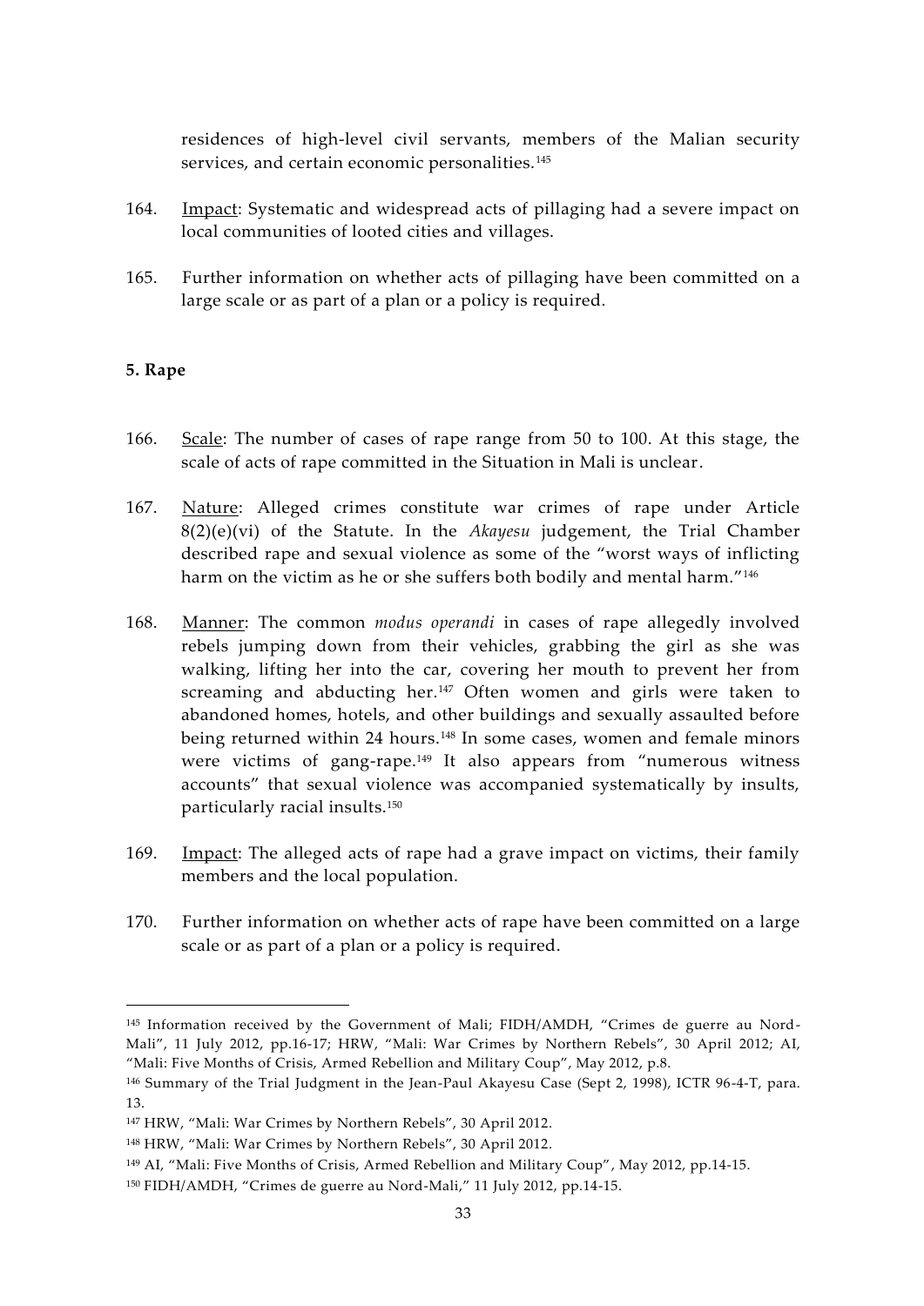residences of high-level civil servants, members of the Malian security services, and certain economic personalities.[145]

164. Impact: Systematic and widespread acts of pillaging had a severe impact on local communities of looted cities and villages.

165. Further information on whether acts of pillaging have been committed on a large scale or as part of a plan or a policy is required.

**5. Rape**

166. Scale: The number of cases of rape range from 50 to 100. At this stage, the scale of acts of rape committed in the Situation in Mali is unclear.

167. Nature: Alleged crimes constitute war crimes of rape under Article 8(2)(e)(vi) of the Statute. In the *Akayesu* judgement, the Trial Chamber described rape and sexual violence as some of the "worst ways of inflicting harm on the victim as he or she suffers both bodily and mental harm."[146]

168. Manner: The common *modus operandi* in cases of rape allegedly involved rebels jumping down from their vehicles, grabbing the girl as she was walking, lifting her into the car, covering her mouth to prevent her from screaming and abducting her.[147] Often women and girls were taken to abandoned homes, hotels, and other buildings and sexually assaulted before being returned within 24 hours.[148] In some cases, women and female minors were victims of gang-rape.[149] It also appears from "numerous witness accounts" that sexual violence was accompanied systematically by insults, particularly racial insults.[150]

169. Impact: The alleged acts of rape had a grave impact on victims, their family members and the local population.

170. Further information on whether acts of rape have been committed on a large scale or as part of a plan or a policy is required.

---

[145] Information received by the Government of Mali; FIDH/AMDH, "Crimes de guerre au Nord-Mali", 11 July 2012, pp.16-17; HRW, "Mali: War Crimes by Northern Rebels", 30 April 2012; AI, "Mali: Five Months of Crisis, Armed Rebellion and Military Coup", May 2012, p.8.

[146] Summary of the Trial Judgment in the Jean-Paul Akayesu Case (Sept 2, 1998), ICTR 96-4-T, para. 13.

[147] HRW, "Mali: War Crimes by Northern Rebels", 30 April 2012.

[148] HRW, "Mali: War Crimes by Northern Rebels", 30 April 2012.

[149] AI, "Mali: Five Months of Crisis, Armed Rebellion and Military Coup", May 2012, pp.14-15.

[150] FIDH/AMDH, "Crimes de guerre au Nord-Mali," 11 July 2012, pp.14-15.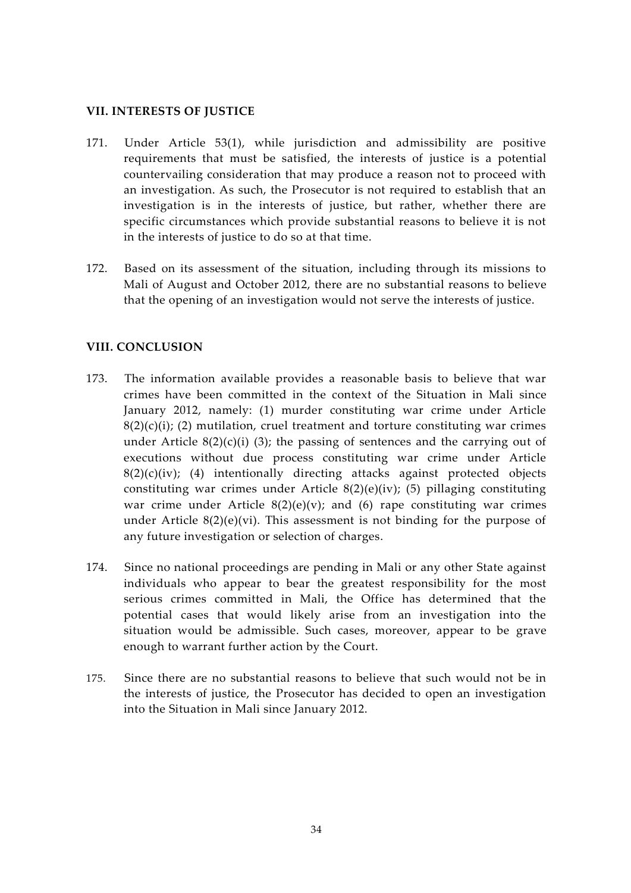## VII. INTERESTS OF JUSTICE

171. Under Article 53(1), while jurisdiction and admissibility are positive requirements that must be satisfied, the interests of justice is a potential countervailing consideration that may produce a reason not to proceed with an investigation. As such, the Prosecutor is not required to establish that an investigation is in the interests of justice, but rather, whether there are specific circumstances which provide substantial reasons to believe it is not in the interests of justice to do so at that time.

172. Based on its assessment of the situation, including through its missions to Mali of August and October 2012, there are no substantial reasons to believe that the opening of an investigation would not serve the interests of justice.

## VIII. CONCLUSION

173. The information available provides a reasonable basis to believe that war crimes have been committed in the context of the Situation in Mali since January 2012, namely: (1) murder constituting war crime under Article 8(2)(c)(i); (2) mutilation, cruel treatment and torture constituting war crimes under Article 8(2)(c)(i) (3); the passing of sentences and the carrying out of executions without due process constituting war crime under Article 8(2)(c)(iv); (4) intentionally directing attacks against protected objects constituting war crimes under Article 8(2)(e)(iv); (5) pillaging constituting war crime under Article 8(2)(e)(v); and (6) rape constituting war crimes under Article 8(2)(e)(vi). This assessment is not binding for the purpose of any future investigation or selection of charges.

174. Since no national proceedings are pending in Mali or any other State against individuals who appear to bear the greatest responsibility for the most serious crimes committed in Mali, the Office has determined that the potential cases that would likely arise from an investigation into the situation would be admissible. Such cases, moreover, appear to be grave enough to warrant further action by the Court.

175. Since there are no substantial reasons to believe that such would not be in the interests of justice, the Prosecutor has decided to open an investigation into the Situation in Mali since January 2012.